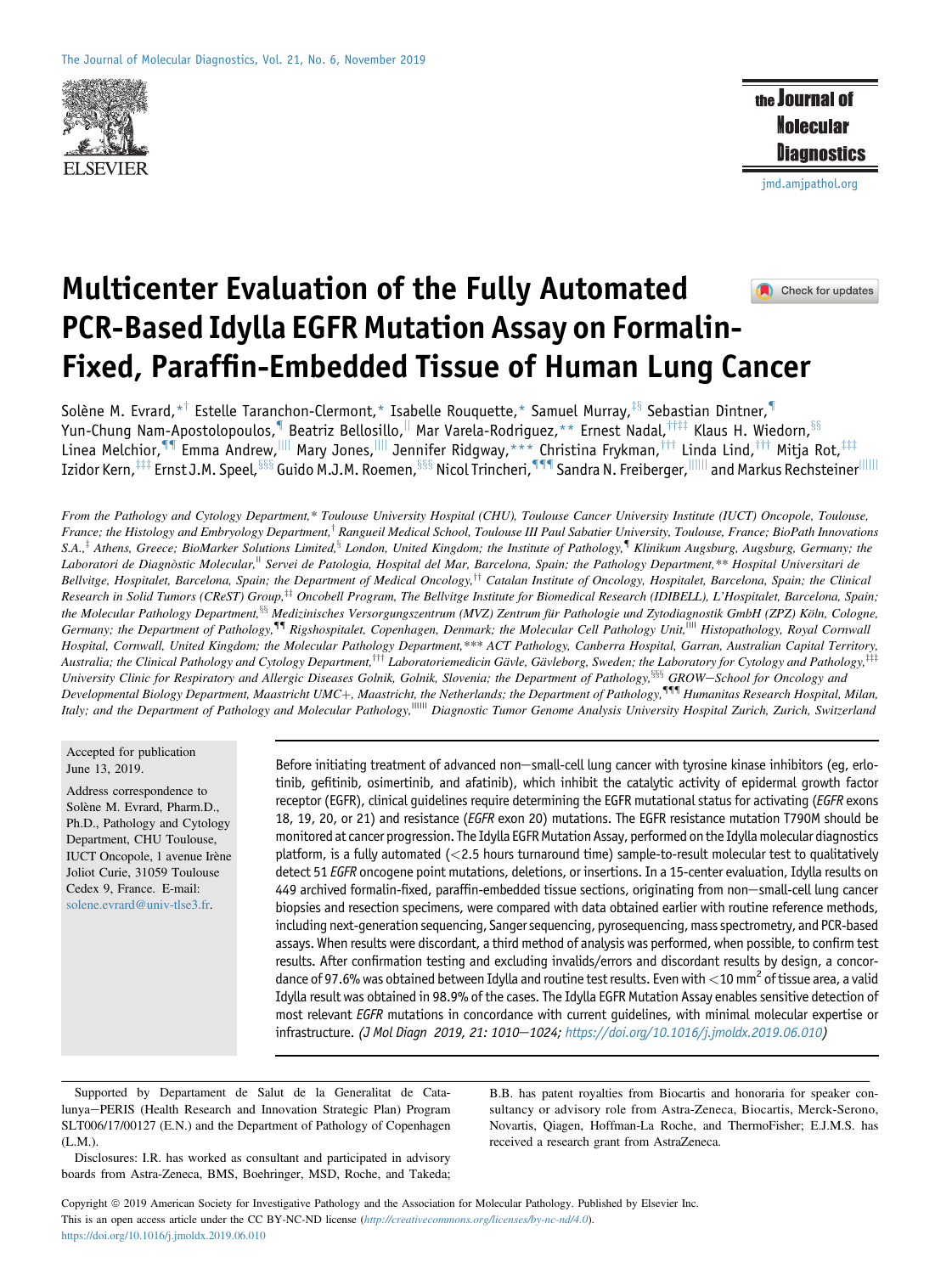# Multicenter Evaluation of the Fully Automated PCR-Based Idylla EGFR Mutation Assay on Formalin-Fixed, Paraffin-Embedded Tissue of Human Lung Cancer

Solène M. Evrard,[*†] Estelle Taranchon-Clermont,[*] Isabelle Rouquette,[*] Samuel Murray,[‡§] Sebastian Dintner,[¶] Yun-Chung Nam-Apostolopoulos,[¶] Beatriz Bellosillo,[||] Mar Varela-Rodriguez,[**] Ernest Nadal,[††‡‡] Klaus H. Wiedorn,[§§] Linea Melchior,[¶¶] Emma Andrew,[||||] Mary Jones,[||||] Jennifer Ridgway,[***] Christina Frykman,[†††] Linda Lind,[†††] Mitja Rot,[‡‡‡] Izidor Kern,[‡‡‡] Ernst J.M. Speel,[§§§] Guido M.J.M. Roemen,[§§§] Nicol Trincheri,[¶¶¶] Sandra N. Freiberger,[||||||] and Markus Rechsteiner[||||||]

From the Pathology and Cytology Department,* Toulouse University Hospital (CHU), Toulouse Cancer University Institute (IUCT) Oncopole, Toulouse, France; the Histology and Embryology Department,† Rangueil Medical School, Toulouse III Paul Sabatier University, Toulouse, France; BioPath Innovations S.A.,‡ Athens, Greece; BioMarker Solutions Limited,§ London, United Kingdom; the Institute of Pathology,¶ Klinikum Augsburg, Augsburg, Germany; the Laboratori de Diagnòstic Molecular,|| Servei de Patologia, Hospital del Mar, Barcelona, Spain; the Pathology Department,** Hospital Universitari de Bellvitge, Hospitalet, Barcelona, Spain; the Department of Medical Oncology,†† Catalan Institute of Oncology, Hospitalet, Barcelona, Spain; the Clinical Research in Solid Tumors (CReST) Group,‡‡ Oncobell Program, The Bellvitge Institute for Biomedical Research (IDIBELL), L'Hospitalet, Barcelona, Spain; the Molecular Pathology Department,§§ Medizinisches Versorgungszentrum (MVZ) Zentrum für Pathologie und Zytodiagnostik GmbH (ZPZ) Köln, Cologne, Germany; the Department of Pathology,¶¶ Rigshospitalet, Copenhagen, Denmark; the Molecular Cell Pathology Unit,|||| Histopathology, Royal Cornwall Hospital, Cornwall, United Kingdom; the Molecular Pathology Department,*** ACT Pathology, Canberra Hospital, Garran, Australian Capital Territory, Australia; the Clinical Pathology and Cytology Department,††† Laboratoriemedicin Gävle, Gävleborg, Sweden; the Laboratory for Cytology and Pathology,‡‡‡ University Clinic for Respiratory and Allergic Diseases Golnik, Golnik, Slovenia; the Department of Pathology,§§§ GROW−School for Oncology and Developmental Biology Department, Maastricht UMC+, Maastricht, the Netherlands; the Department of Pathology,¶¶¶ Humanitas Research Hospital, Milan, Italy; and the Department of Pathology and Molecular Pathology,|||||| Diagnostic Tumor Genome Analysis University Hospital Zurich, Zurich, Switzerland

Accepted for publication June 13, 2019.

Address correspondence to Solène M. Evrard, Pharm.D., Ph.D., Pathology and Cytology Department, CHU Toulouse, IUCT Oncopole, 1 avenue Irène Joliot Curie, 31059 Toulouse Cedex 9, France. E-mail: solene.evrard@univ-tlse3.fr.

Before initiating treatment of advanced non−small-cell lung cancer with tyrosine kinase inhibitors (eg, erlotinib, gefitinib, osimertinib, and afatinib), which inhibit the catalytic activity of epidermal growth factor receptor (EGFR), clinical guidelines require determining the EGFR mutational status for activating (*EGFR* exons 18, 19, 20, or 21) and resistance (*EGFR* exon 20) mutations. The EGFR resistance mutation T790M should be monitored at cancer progression. The Idylla EGFR Mutation Assay, performed on the Idylla molecular diagnostics platform, is a fully automated (<2.5 hours turnaround time) sample-to-result molecular test to qualitatively detect 51 *EGFR* oncogene point mutations, deletions, or insertions. In a 15-center evaluation, Idylla results on 449 archived formalin-fixed, paraffin-embedded tissue sections, originating from non−small-cell lung cancer biopsies and resection specimens, were compared with data obtained earlier with routine reference methods, including next-generation sequencing, Sanger sequencing, pyrosequencing, mass spectrometry, and PCR-based assays. When results were discordant, a third method of analysis was performed, when possible, to confirm test results. After confirmation testing and excluding invalids/errors and discordant results by design, a concordance of 97.6% was obtained between Idylla and routine test results. Even with <10 $mm^2$ of tissue area, a valid Idylla result was obtained in 98.9% of the cases. The Idylla EGFR Mutation Assay enables sensitive detection of most relevant *EGFR* mutations in concordance with current guidelines, with minimal molecular expertise or infrastructure. *(J Mol Diagn 2019, 21: 1010−1024; https://doi.org/10.1016/j.jmoldx.2019.06.010)*

Supported by Departament de Salut de la Generalitat de Catalunya−PERIS (Health Research and Innovation Strategic Plan) Program SLT006/17/00127 (E.N.) and the Department of Pathology of Copenhagen (L.M.).

Disclosures: I.R. has worked as consultant and participated in advisory boards from Astra-Zeneca, BMS, Boehringer, MSD, Roche, and Takeda; B.B. has patent royalties from Biocartis and honoraria for speaker consultancy or advisory role from Astra-Zeneca, Biocartis, Merck-Serono, Novartis, Qiagen, Hoffman-La Roche, and ThermoFisher; E.J.M.S. has received a research grant from AstraZeneca.

Copyright © 2019 American Society for Investigative Pathology and the Association for Molecular Pathology. Published by Elsevier Inc. This is an open access article under the CC BY-NC-ND license (http://creativecommons.org/licenses/by-nc-nd/4.0).
https://doi.org/10.1016/j.jmoldx.2019.06.010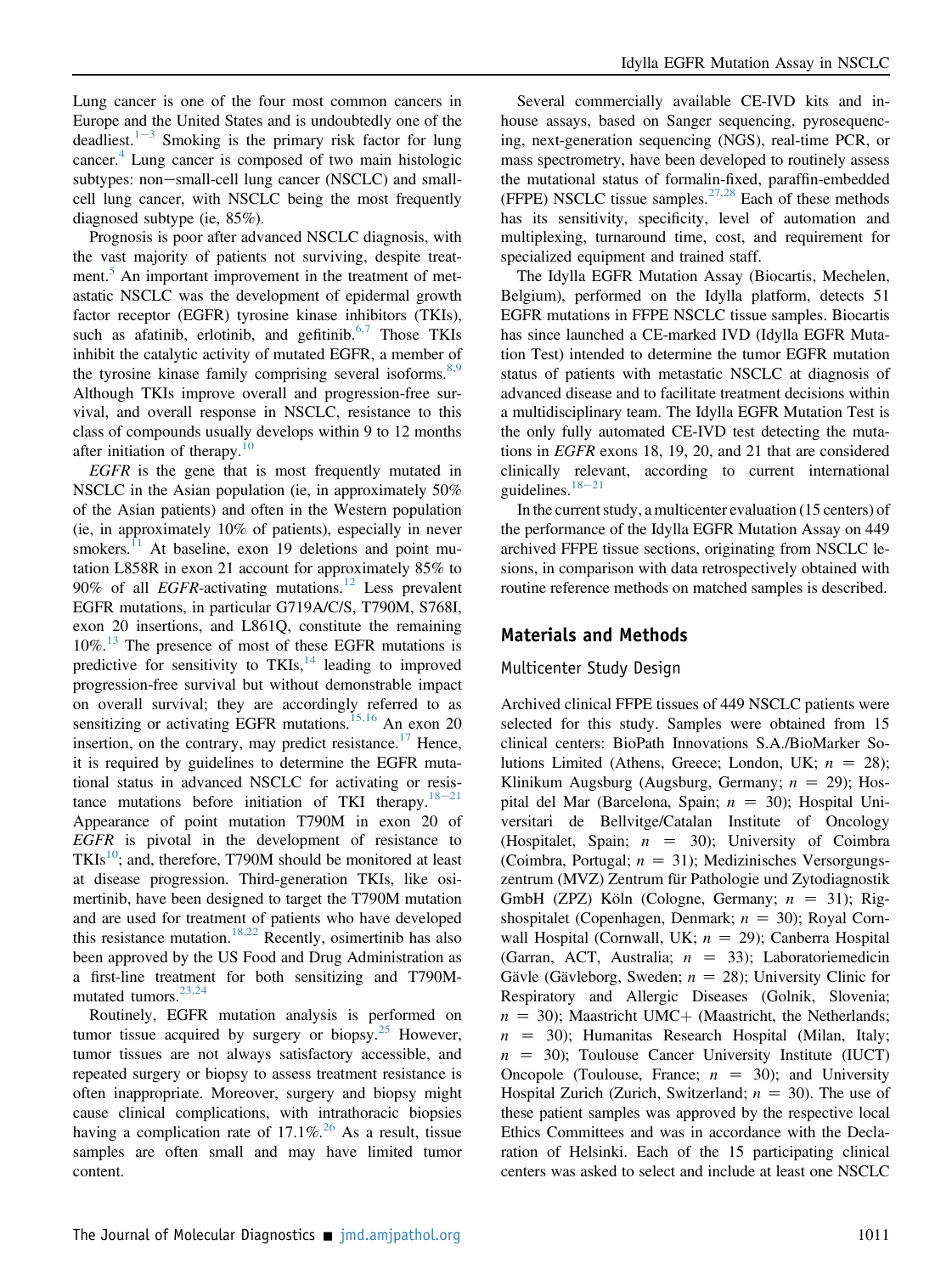Lung cancer is one of the four most common cancers in Europe and the United States and is undoubtedly one of the deadliest.[1–3] Smoking is the primary risk factor for lung cancer.[4] Lung cancer is composed of two main histologic subtypes: non−small-cell lung cancer (NSCLC) and small-cell lung cancer, with NSCLC being the most frequently diagnosed subtype (ie, 85%).

Prognosis is poor after advanced NSCLC diagnosis, with the vast majority of patients not surviving, despite treatment.[5] An important improvement in the treatment of metastatic NSCLC was the development of epidermal growth factor receptor (EGFR) tyrosine kinase inhibitors (TKIs), such as afatinib, erlotinib, and gefitinib.[6,7] Those TKIs inhibit the catalytic activity of mutated EGFR, a member of the tyrosine kinase family comprising several isoforms.[8,9] Although TKIs improve overall and progression-free survival, and overall response in NSCLC, resistance to this class of compounds usually develops within 9 to 12 months after initiation of therapy.[10]

*EGFR* is the gene that is most frequently mutated in NSCLC in the Asian population (ie, in approximately 50% of the Asian patients) and often in the Western population (ie, in approximately 10% of patients), especially in never smokers.[11] At baseline, exon 19 deletions and point mutation L858R in exon 21 account for approximately 85% to 90% of all *EGFR*-activating mutations.[12] Less prevalent EGFR mutations, in particular G719A/C/S, T790M, S768I, exon 20 insertions, and L861Q, constitute the remaining 10%.[13] The presence of most of these EGFR mutations is predictive for sensitivity to TKIs,[14] leading to improved progression-free survival but without demonstrable impact on overall survival; they are accordingly referred to as sensitizing or activating EGFR mutations.[15,16] An exon 20 insertion, on the contrary, may predict resistance.[17] Hence, it is required by guidelines to determine the EGFR mutational status in advanced NSCLC for activating or resistance mutations before initiation of TKI therapy.[18–21] Appearance of point mutation T790M in exon 20 of *EGFR* is pivotal in the development of resistance to TKIs[10]; and, therefore, T790M should be monitored at least at disease progression. Third-generation TKIs, like osimertinib, have been designed to target the T790M mutation and are used for treatment of patients who have developed this resistance mutation.[18,22] Recently, osimertinib has also been approved by the US Food and Drug Administration as a first-line treatment for both sensitizing and T790M-mutated tumors.[23,24]

Routinely, EGFR mutation analysis is performed on tumor tissue acquired by surgery or biopsy.[25] However, tumor tissues are not always satisfactory accessible, and repeated surgery or biopsy to assess treatment resistance is often inappropriate. Moreover, surgery and biopsy might cause clinical complications, with intrathoracic biopsies having a complication rate of 17.1%.[26] As a result, tissue samples are often small and may have limited tumor content.

Several commercially available CE-IVD kits and in-house assays, based on Sanger sequencing, pyrosequencing, next-generation sequencing (NGS), real-time PCR, or mass spectrometry, have been developed to routinely assess the mutational status of formalin-fixed, paraffin-embedded (FFPE) NSCLC tissue samples.[27,28] Each of these methods has its sensitivity, specificity, level of automation and multiplexing, turnaround time, cost, and requirement for specialized equipment and trained staff.

The Idylla EGFR Mutation Assay (Biocartis, Mechelen, Belgium), performed on the Idylla platform, detects 51 EGFR mutations in FFPE NSCLC tissue samples. Biocartis has since launched a CE-marked IVD (Idylla EGFR Mutation Test) intended to determine the tumor EGFR mutation status of patients with metastatic NSCLC at diagnosis of advanced disease and to facilitate treatment decisions within a multidisciplinary team. The Idylla EGFR Mutation Test is the only fully automated CE-IVD test detecting the mutations in *EGFR* exons 18, 19, 20, and 21 that are considered clinically relevant, according to current international guidelines.[18–21]

In the current study, a multicenter evaluation (15 centers) of the performance of the Idylla EGFR Mutation Assay on 449 archived FFPE tissue sections, originating from NSCLC lesions, in comparison with data retrospectively obtained with routine reference methods on matched samples is described.

## Materials and Methods

### Multicenter Study Design

Archived clinical FFPE tissues of 449 NSCLC patients were selected for this study. Samples were obtained from 15 clinical centers: BioPath Innovations S.A./BioMarker Solutions Limited (Athens, Greece; London, UK; *n* = 28); Klinikum Augsburg (Augsburg, Germany; *n* = 29); Hospital del Mar (Barcelona, Spain; *n* = 30); Hospital Universitari de Bellvitge/Catalan Institute of Oncology (Hospitalet, Spain; *n* = 30); University of Coimbra (Coimbra, Portugal; *n* = 31); Medizinisches Versorgungszentrum (MVZ) Zentrum für Pathologie und Zytodiagnostik GmbH (ZPZ) Köln (Cologne, Germany; *n* = 31); Rigshospitalet (Copenhagen, Denmark; *n* = 30); Royal Cornwall Hospital (Cornwall, UK; *n* = 29); Canberra Hospital (Garran, ACT, Australia; *n* = 33); Laboratoriemedicin Gävle (Gävleborg, Sweden; *n* = 28); University Clinic for Respiratory and Allergic Diseases (Golnik, Slovenia; *n* = 30); Maastricht UMC+ (Maastricht, the Netherlands; *n* = 30); Humanitas Research Hospital (Milan, Italy; *n* = 30); Toulouse Cancer University Institute (IUCT) Oncopole (Toulouse, France; *n* = 30); and University Hospital Zurich (Zurich, Switzerland; *n* = 30). The use of these patient samples was approved by the respective local Ethics Committees and was in accordance with the Declaration of Helsinki. Each of the 15 participating clinical centers was asked to select and include at least one NSCLC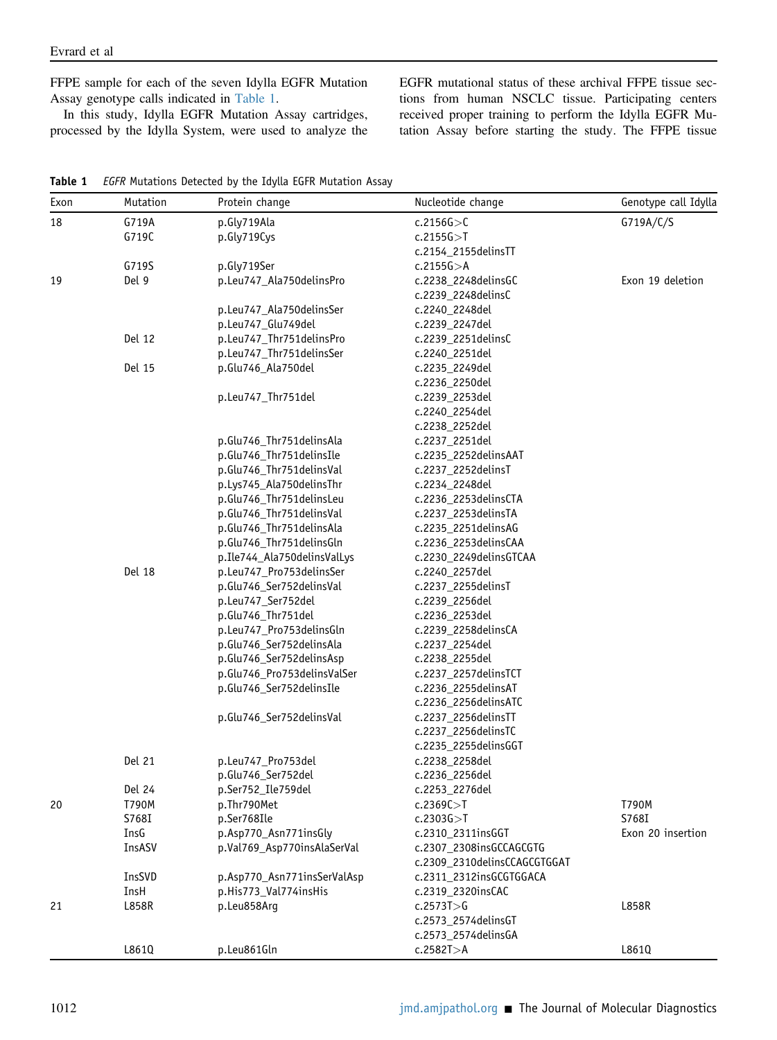FFPE sample for each of the seven Idylla EGFR Mutation Assay genotype calls indicated in Table 1.

In this study, Idylla EGFR Mutation Assay cartridges, processed by the Idylla System, were used to analyze the EGFR mutational status of these archival FFPE tissue sections from human NSCLC tissue. Participating centers received proper training to perform the Idylla EGFR Mutation Assay before starting the study. The FFPE tissue

**Table 1** *EGFR* Mutations Detected by the Idylla EGFR Mutation Assay

| Exon | Mutation | Protein change | Nucleotide change | Genotype call Idylla |
|---|---|---|---|---|
| 18 | G719A | p.Gly719Ala | c.2156G>C | G719A/C/S |
| | G719C | p.Gly719Cys | c.2155G>T | |
| | | | c.2154_2155delinsTT | |
| | G719S | p.Gly719Ser | c.2155G>A | |
| 19 | Del 9 | p.Leu747_Ala750delinsPro | c.2238_2248delinsGC | Exon 19 deletion |
| | | | c.2239_2248delinsC | |
| | | p.Leu747_Ala750delinsSer | c.2240_2248del | |
| | | p.Leu747_Glu749del | c.2239_2247del | |
| | Del 12 | p.Leu747_Thr751delinsPro | c.2239_2251delinsC | |
| | | p.Leu747_Thr751delinsSer | c.2240_2251del | |
| | Del 15 | p.Glu746_Ala750del | c.2235_2249del | |
| | | | c.2236_2250del | |
| | | p.Leu747_Thr751del | c.2239_2253del | |
| | | | c.2240_2254del | |
| | | | c.2238_2252del | |
| | | p.Glu746_Thr751delinsAla | c.2237_2251del | |
| | | p.Glu746_Thr751delinsIle | c.2235_2252delinsAAT | |
| | | p.Glu746_Thr751delinsVal | c.2237_2252delinsT | |
| | | p.Lys745_Ala750delinsThr | c.2234_2248del | |
| | | p.Glu746_Thr751delinsLeu | c.2236_2253delinsCTA | |
| | | p.Glu746_Thr751delinsVal | c.2237_2253delinsTA | |
| | | p.Glu746_Thr751delinsAla | c.2235_2251delinsAG | |
| | | p.Glu746_Thr751delinsGln | c.2236_2253delinsCAA | |
| | | p.Ile744_Ala750delinsValLys | c.2230_2249delinsGTCAA | |
| | Del 18 | p.Leu747_Pro753delinsSer | c.2240_2257del | |
| | | p.Glu746_Ser752delinsVal | c.2237_2255delinsT | |
| | | p.Leu747_Ser752del | c.2239_2256del | |
| | | p.Glu746_Thr751del | c.2236_2253del | |
| | | p.Leu747_Pro753delinsGln | c.2239_2258delinsCA | |
| | | p.Glu746_Ser752delinsAla | c.2237_2254del | |
| | | p.Glu746_Ser752delinsAsp | c.2238_2255del | |
| | | p.Glu746_Pro753delinsValSer | c.2237_2257delinsTCT | |
| | | p.Glu746_Ser752delinsIle | c.2236_2255delinsAT | |
| | | | c.2236_2256delinsATC | |
| | | p.Glu746_Ser752delinsVal | c.2237_2256delinsTT | |
| | | | c.2237_2256delinsTC | |
| | | | c.2235_2255delinsGGT | |
| | Del 21 | p.Leu747_Pro753del | c.2238_2258del | |
| | | p.Glu746_Ser752del | c.2236_2256del | |
| | Del 24 | p.Ser752_Ile759del | c.2253_2276del | |
| 20 | T790M | p.Thr790Met | c.2369C>T | T790M |
| | S768I | p.Ser768Ile | c.2303G>T | S768I |
| | InsG | p.Asp770_Asn771insGly | c.2310_2311insGGT | Exon 20 insertion |
| | InsASV | p.Val769_Asp770insAlaSerVal | c.2307_2308insGCCAGCGTG | |
| | | | c.2309_2310delinsCCAGCGTGGAT | |
| | InsSVD | p.Asp770_Asn771insSerValAsp | c.2311_2312insGCGTGGACA | |
| | InsH | p.His773_Val774insHis | c.2319_2320insCAC | |
| 21 | L858R | p.Leu858Arg | c.2573T>G | L858R |
| | | | c.2573_2574delinsGT | |
| | | | c.2573_2574delinsGA | |
| | L861Q | p.Leu861Gln | c.2582T>A | L861Q |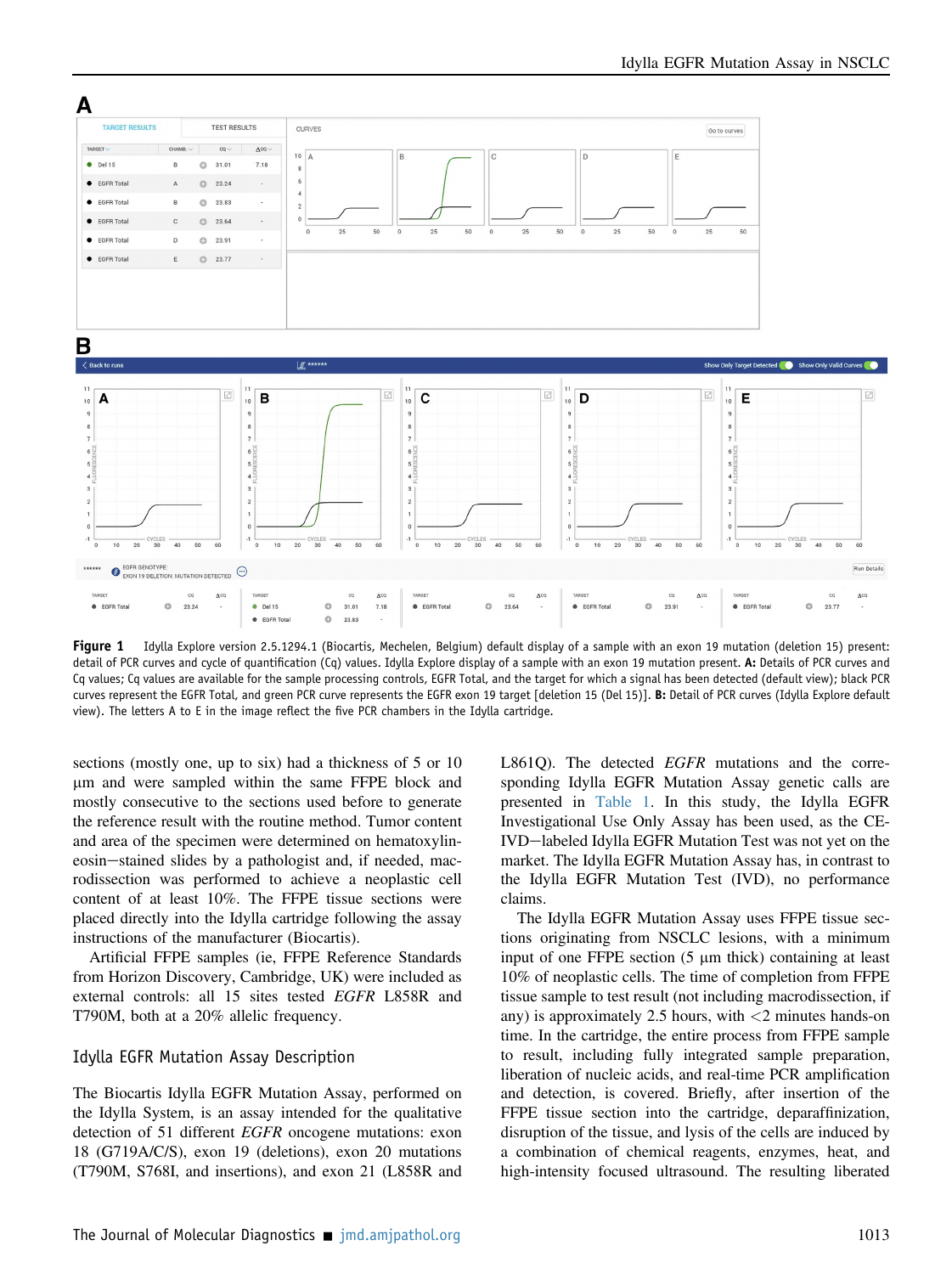**Figure 1** Idylla Explore version 2.5.1294.1 (Biocartis, Mechelen, Belgium) default display of a sample with an exon 19 mutation (deletion 15) present: detail of PCR curves and cycle of quantification (Cq) values. Idylla Explore display of a sample with an exon 19 mutation present. **A:** Details of PCR curves and Cq values; Cq values are available for the sample processing controls, EGFR Total, and the target for which a signal has been detected (default view); black PCR curves represent the EGFR Total, and green PCR curve represents the EGFR exon 19 target [deletion 15 (Del 15)]. **B:** Detail of PCR curves (Idylla Explore default view). The letters A to E in the image reflect the five PCR chambers in the Idylla cartridge.

sections (mostly one, up to six) had a thickness of 5 or 10 μm and were sampled within the same FFPE block and mostly consecutive to the sections used before to generate the reference result with the routine method. Tumor content and area of the specimen were determined on hematoxylin-eosin−stained slides by a pathologist and, if needed, macrodissection was performed to achieve a neoplastic cell content of at least 10%. The FFPE tissue sections were placed directly into the Idylla cartridge following the assay instructions of the manufacturer (Biocartis).

Artificial FFPE samples (ie, FFPE Reference Standards from Horizon Discovery, Cambridge, UK) were included as external controls: all 15 sites tested *EGFR* L858R and T790M, both at a 20% allelic frequency.

## Idylla EGFR Mutation Assay Description

The Biocartis Idylla EGFR Mutation Assay, performed on the Idylla System, is an assay intended for the qualitative detection of 51 different *EGFR* oncogene mutations: exon 18 (G719A/C/S), exon 19 (deletions), exon 20 mutations (T790M, S768I, and insertions), and exon 21 (L858R and L861Q). The detected *EGFR* mutations and the corresponding Idylla EGFR Mutation Assay genetic calls are presented in Table 1. In this study, the Idylla EGFR Investigational Use Only Assay has been used, as the CE-IVD−labeled Idylla EGFR Mutation Test was not yet on the market. The Idylla EGFR Mutation Assay has, in contrast to the Idylla EGFR Mutation Test (IVD), no performance claims.

The Idylla EGFR Mutation Assay uses FFPE tissue sections originating from NSCLC lesions, with a minimum input of one FFPE section (5 μm thick) containing at least 10% of neoplastic cells. The time of completion from FFPE tissue sample to test result (not including macrodissection, if any) is approximately 2.5 hours, with <2 minutes hands-on time. In the cartridge, the entire process from FFPE sample to result, including fully integrated sample preparation, liberation of nucleic acids, and real-time PCR amplification and detection, is covered. Briefly, after insertion of the FFPE tissue section into the cartridge, deparaffinization, disruption of the tissue, and lysis of the cells are induced by a combination of chemical reagents, enzymes, heat, and high-intensity focused ultrasound. The resulting liberated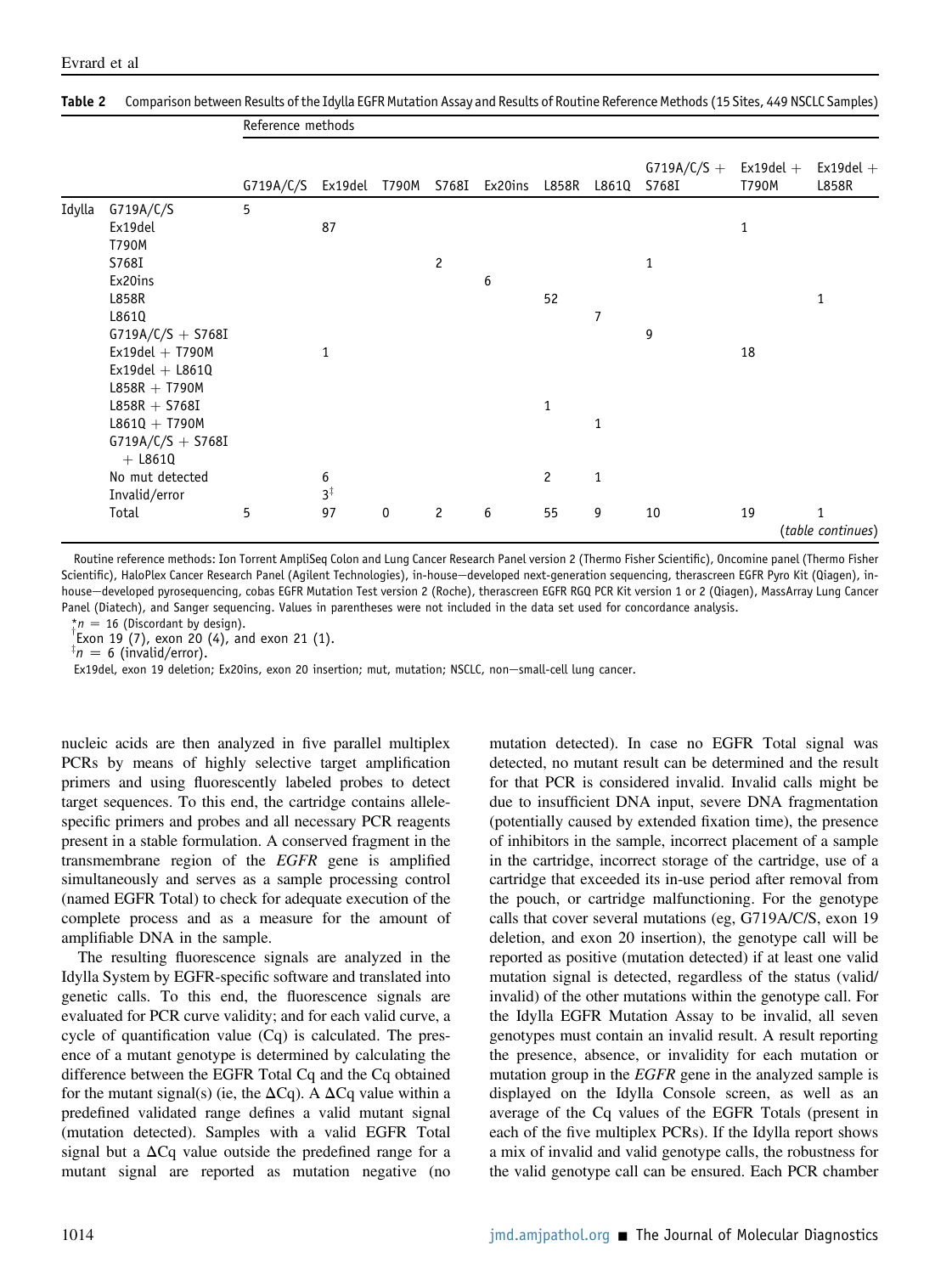**Table 2** Comparison between Results of the Idylla EGFR Mutation Assay and Results of Routine Reference Methods (15 Sites, 449 NSCLC Samples)

| | | Reference methods | | | | | | | | | |
|---|---|---|---|---|---|---|---|---|---|---|---|
| | | G719A/C/S | Ex19del | T790M | S768I | Ex20ins | L858R | L861Q | G719A/C/S + S768I | Ex19del + T790M | Ex19del + L858R |
| Idylla | G719A/C/S | 5 | | | | | | | | | |
| | Ex19del | | 87 | | | | | | | 1 | |
| | T790M | | | | | | | | | | |
| | S768I | | | | 2 | | | | 1 | | |
| | Ex20ins | | | | | 6 | | | | | |
| | L858R | | | | | | 52 | | | | 1 |
| | L861Q | | | | | | | 7 | | | |
| | G719A/C/S + S768I | | | | | | | | 9 | | |
| | Ex19del + T790M | | 1 | | | | | | | 18 | |
| | Ex19del + L861Q | | | | | | | | | | |
| | L858R + T790M | | | | | | | | | | |
| | L858R + S768I | | | | | | 1 | | | | |
| | L861Q + T790M | | | | | | | 1 | | | |
| | G719A/C/S + S768I + L861Q | | | | | | | | | | |
| | No mut detected | | 6 | | | | 2 | 1 | | | |
| | Invalid/error | | 3[‡] | | | | | | | | |
| | Total | 5 | 97 | 0 | 2 | 6 | 55 | 9 | 10 | 19 | 1 |

(*table continues*)

Routine reference methods: Ion Torrent AmpliSeq Colon and Lung Cancer Research Panel version 2 (Thermo Fisher Scientific), Oncomine panel (Thermo Fisher Scientific), HaloPlex Cancer Research Panel (Agilent Technologies), in-house–developed next-generation sequencing, therascreen EGFR Pyro Kit (Qiagen), in-house–developed pyrosequencing, cobas EGFR Mutation Test version 2 (Roche), therascreen EGFR RGQ PCR Kit version 1 or 2 (Qiagen), MassArray Lung Cancer Panel (Diatech), and Sanger sequencing. Values in parentheses were not included in the data set used for concordance analysis.

*$n$ = 16 (Discordant by design).

†Exon 19 (7), exon 20 (4), and exon 21 (1).

‡$n$ = 6 (invalid/error).

Ex19del, exon 19 deletion; Ex20ins, exon 20 insertion; mut, mutation; NSCLC, non–small-cell lung cancer.

nucleic acids are then analyzed in five parallel multiplex PCRs by means of highly selective target amplification primers and using fluorescently labeled probes to detect target sequences. To this end, the cartridge contains allele-specific primers and probes and all necessary PCR reagents present in a stable formulation. A conserved fragment in the transmembrane region of the *EGFR* gene is amplified simultaneously and serves as a sample processing control (named EGFR Total) to check for adequate execution of the complete process and as a measure for the amount of amplifiable DNA in the sample.

The resulting fluorescence signals are analyzed in the Idylla System by EGFR-specific software and translated into genetic calls. To this end, the fluorescence signals are evaluated for PCR curve validity; and for each valid curve, a cycle of quantification value (Cq) is calculated. The presence of a mutant genotype is determined by calculating the difference between the EGFR Total Cq and the Cq obtained for the mutant signal(s) (ie, the $\Delta$Cq). A $\Delta$Cq value within a predefined validated range defines a valid mutant signal (mutation detected). Samples with a valid EGFR Total signal but a $\Delta$Cq value outside the predefined range for a mutant signal are reported as mutation negative (no mutation detected). In case no EGFR Total signal was detected, no mutant result can be determined and the result for that PCR is considered invalid. Invalid calls might be due to insufficient DNA input, severe DNA fragmentation (potentially caused by extended fixation time), the presence of inhibitors in the sample, incorrect placement of a sample in the cartridge, incorrect storage of the cartridge, use of a cartridge that exceeded its in-use period after removal from the pouch, or cartridge malfunctioning. For the genotype calls that cover several mutations (eg, G719A/C/S, exon 19 deletion, and exon 20 insertion), the genotype call will be reported as positive (mutation detected) if at least one valid mutation signal is detected, regardless of the status (valid/invalid) of the other mutations within the genotype call. For the Idylla EGFR Mutation Assay to be invalid, all seven genotypes must contain an invalid result. A result reporting the presence, absence, or invalidity for each mutation or mutation group in the *EGFR* gene in the analyzed sample is displayed on the Idylla Console screen, as well as an average of the Cq values of the EGFR Totals (present in each of the five multiplex PCRs). If the Idylla report shows a mix of invalid and valid genotype calls, the robustness for the valid genotype call can be ensured. Each PCR chamber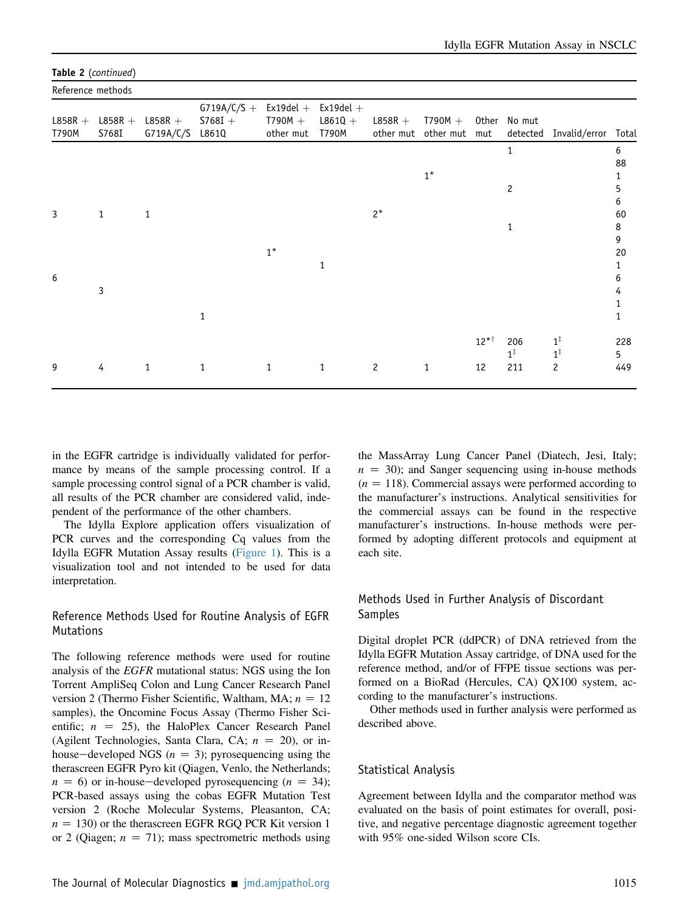**Table 2** (*continued*)

| Reference methods | | | | | | | | | | | |
|---|---|---|---|---|---|---|---|---|---|---|---|
| L858R + T790M | L858R + S768I | L858R + G719A/C/S | G719A/C/S + S768I + L861Q | Ex19del + T790M + other mut | Ex19del + L861Q + T790M | L858R + other mut | T790M + other mut | Other mut | No mut detected | Invalid/error | Total |
| | | | | | | | | | 1 | | 6 |
| | | | | | | | | | | | 88 |
| | | | | | | | 1* | | | | 1 |
| | | | | | | | | | 2 | | 5 |
| | | | | | | | | | | | 6 |
| 3 | 1 | 1 | | | | 2* | | | | | 60 |
| | | | | | | | | | 1 | | 8 |
| | | | | | | | | | | | 9 |
| | | | | 1* | | | | | | | 20 |
| | | | | | 1 | | | | | | 1 |
| 6 | | | | | | | | | | | 6 |
| | 3 | | | | | | | | | | 4 |
| | | | | | | | | | | | 1 |
| | | | 1 | | | | | | | | 1 |
| | | | | | | | | 12*† | 206 | 1‡ | 228 |
| | | | | | | | | | 1‡ | 1‡ | 5 |
| 9 | 4 | 1 | 1 | 1 | 1 | 2 | 1 | 12 | 211 | 2 | 449 |

in the EGFR cartridge is individually validated for performance by means of the sample processing control. If a sample processing control signal of a PCR chamber is valid, all results of the PCR chamber are considered valid, independent of the performance of the other chambers.

The Idylla Explore application offers visualization of PCR curves and the corresponding Cq values from the Idylla EGFR Mutation Assay results (Figure 1). This is a visualization tool and not intended to be used for data interpretation.

## Reference Methods Used for Routine Analysis of EGFR Mutations

The following reference methods were used for routine analysis of the *EGFR* mutational status: NGS using the Ion Torrent AmpliSeq Colon and Lung Cancer Research Panel version 2 (Thermo Fisher Scientific, Waltham, MA; $n = 12$ samples), the Oncomine Focus Assay (Thermo Fisher Scientific; $n = 25$), the HaloPlex Cancer Research Panel (Agilent Technologies, Santa Clara, CA; $n = 20$), or in-house−developed NGS ($n = 3$); pyrosequencing using the therascreen EGFR Pyro kit (Qiagen, Venlo, the Netherlands; $n = 6$) or in-house−developed pyrosequencing ($n = 34$); PCR-based assays using the cobas EGFR Mutation Test version 2 (Roche Molecular Systems, Pleasanton, CA; $n = 130$) or the therascreen EGFR RGQ PCR Kit version 1 or 2 (Qiagen; $n = 71$); mass spectrometric methods using the MassArray Lung Cancer Panel (Diatech, Jesi, Italy; $n = 30$); and Sanger sequencing using in-house methods ($n = 118$). Commercial assays were performed according to the manufacturer's instructions. Analytical sensitivities for the commercial assays can be found in the respective manufacturer's instructions. In-house methods were performed by adopting different protocols and equipment at each site.

## Methods Used in Further Analysis of Discordant Samples

Digital droplet PCR (ddPCR) of DNA retrieved from the Idylla EGFR Mutation Assay cartridge, of DNA used for the reference method, and/or of FFPE tissue sections was performed on a BioRad (Hercules, CA) QX100 system, according to the manufacturer's instructions.

Other methods used in further analysis were performed as described above.

## Statistical Analysis

Agreement between Idylla and the comparator method was evaluated on the basis of point estimates for overall, positive, and negative percentage diagnostic agreement together with 95% one-sided Wilson score CIs.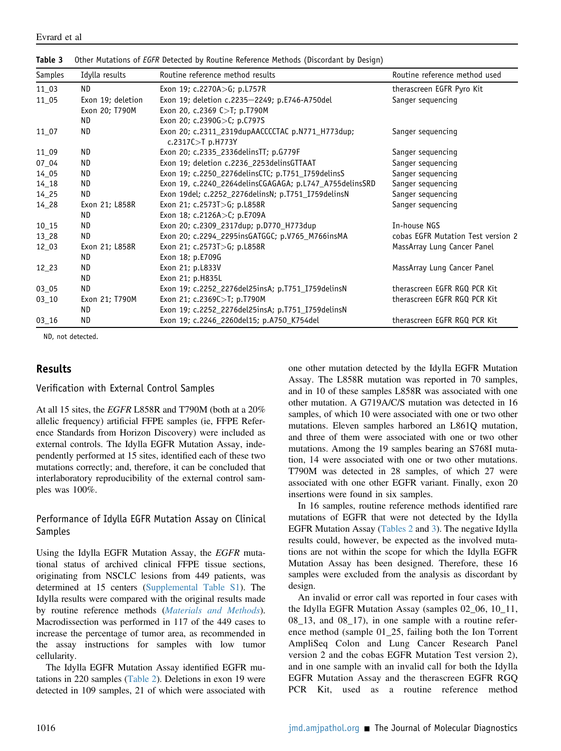**Table 3** Other Mutations of *EGFR* Detected by Routine Reference Methods (Discordant by Design)

| Samples | Idylla results | Routine reference method results | Routine reference method used |
|---|---|---|---|
| 11_03 | ND | Exon 19; c.2270A>G; p.L757R | therascreen EGFR Pyro Kit |
| 11_05 | Exon 19; deletion | Exon 19; deletion c.2235–2249; p.E746-A750del | Sanger sequencing |
| | Exon 20; T790M | Exon 20, c.2369 C>T; p.T790M | |
| | ND | Exon 20; c.2390G>C; p.C797S | |
| 11_07 | ND | Exon 20; c.2311_2319dupAACCCCTAC p.N771_H773dup; c.2317C>T p.H773Y | Sanger sequencing |
| 11_09 | ND | Exon 20; c.2335_2336delinsTT; p.G779F | Sanger sequencing |
| 07_04 | ND | Exon 19; deletion c.2236_2253delinsGTTAAT | Sanger sequencing |
| 14_05 | ND | Exon 19; c.2250_2276delinsCTC; p.T751_I759delinsS | Sanger sequencing |
| 14_18 | ND | Exon 19, c.2240_2264delinsCGAGAGA; p.L747_A755delinsSRD | Sanger sequencing |
| 14_25 | ND | Exon 19del; c.2252_2276delinsN; p.T751_I759delinsN | Sanger sequencing |
| 14_28 | Exon 21; L858R | Exon 21; c.2573T>G; p.L858R | Sanger sequencing |
| | ND | Exon 18; c.2126A>C; p.E709A | |
| 10_15 | ND | Exon 20; c.2309_2317dup; p.D770_H773dup | In-house NGS |
| 13_28 | ND | Exon 20; c.2294_2295insGATGGC; p.V765_M766insMA | cobas EGFR Mutation Test version 2 |
| 12_03 | Exon 21; L858R | Exon 21; c.2573T>G; p.L858R | MassArray Lung Cancer Panel |
| | ND | Exon 18; p.E709G | |
| 12_23 | ND | Exon 21; p.L833V | MassArray Lung Cancer Panel |
| | ND | Exon 21; p.H835L | |
| 03_05 | ND | Exon 19; c.2252_2276del25insA; p.T751_I759delinsN | therascreen EGFR RGQ PCR Kit |
| 03_10 | Exon 21; T790M | Exon 21; c.2369C>T; p.T790M | therascreen EGFR RGQ PCR Kit |
| | ND | Exon 19; c.2252_2276del25insA; p.T751_I759delinsN | |
| 03_16 | ND | Exon 19; c.2246_2260del15; p.A750_K754del | therascreen EGFR RGQ PCR Kit |

ND, not detected.

## Results

### Verification with External Control Samples

At all 15 sites, the *EGFR* L858R and T790M (both at a 20% allelic frequency) artificial FFPE samples (ie, FFPE Reference Standards from Horizon Discovery) were included as external controls. The Idylla EGFR Mutation Assay, independently performed at 15 sites, identified each of these two mutations correctly; and, therefore, it can be concluded that interlaboratory reproducibility of the external control samples was 100%.

### Performance of Idylla EGFR Mutation Assay on Clinical Samples

Using the Idylla EGFR Mutation Assay, the *EGFR* mutational status of archived clinical FFPE tissue sections, originating from NSCLC lesions from 449 patients, was determined at 15 centers (Supplemental Table S1). The Idylla results were compared with the original results made by routine reference methods (*Materials and Methods*). Macrodissection was performed in 117 of the 449 cases to increase the percentage of tumor area, as recommended in the assay instructions for samples with low tumor cellularity.

The Idylla EGFR Mutation Assay identified EGFR mutations in 220 samples (Table 2). Deletions in exon 19 were detected in 109 samples, 21 of which were associated with one other mutation detected by the Idylla EGFR Mutation Assay. The L858R mutation was reported in 70 samples, and in 10 of these samples L858R was associated with one other mutation. A G719A/C/S mutation was detected in 16 samples, of which 10 were associated with one or two other mutations. Eleven samples harbored an L861Q mutation, and three of them were associated with one or two other mutations. Among the 19 samples bearing an S768I mutation, 14 were associated with one or two other mutations. T790M was detected in 28 samples, of which 27 were associated with one other EGFR variant. Finally, exon 20 insertions were found in six samples.

In 16 samples, routine reference methods identified rare mutations of EGFR that were not detected by the Idylla EGFR Mutation Assay (Tables 2 and 3). The negative Idylla results could, however, be expected as the involved mutations are not within the scope for which the Idylla EGFR Mutation Assay has been designed. Therefore, these 16 samples were excluded from the analysis as discordant by design.

An invalid or error call was reported in four cases with the Idylla EGFR Mutation Assay (samples 02_06, 10_11, 08_13, and 08_17), in one sample with a routine reference method (sample 01_25, failing both the Ion Torrent AmpliSeq Colon and Lung Cancer Research Panel version 2 and the cobas EGFR Mutation Test version 2), and in one sample with an invalid call for both the Idylla EGFR Mutation Assay and the therascreen EGFR RGQ PCR Kit, used as a routine reference method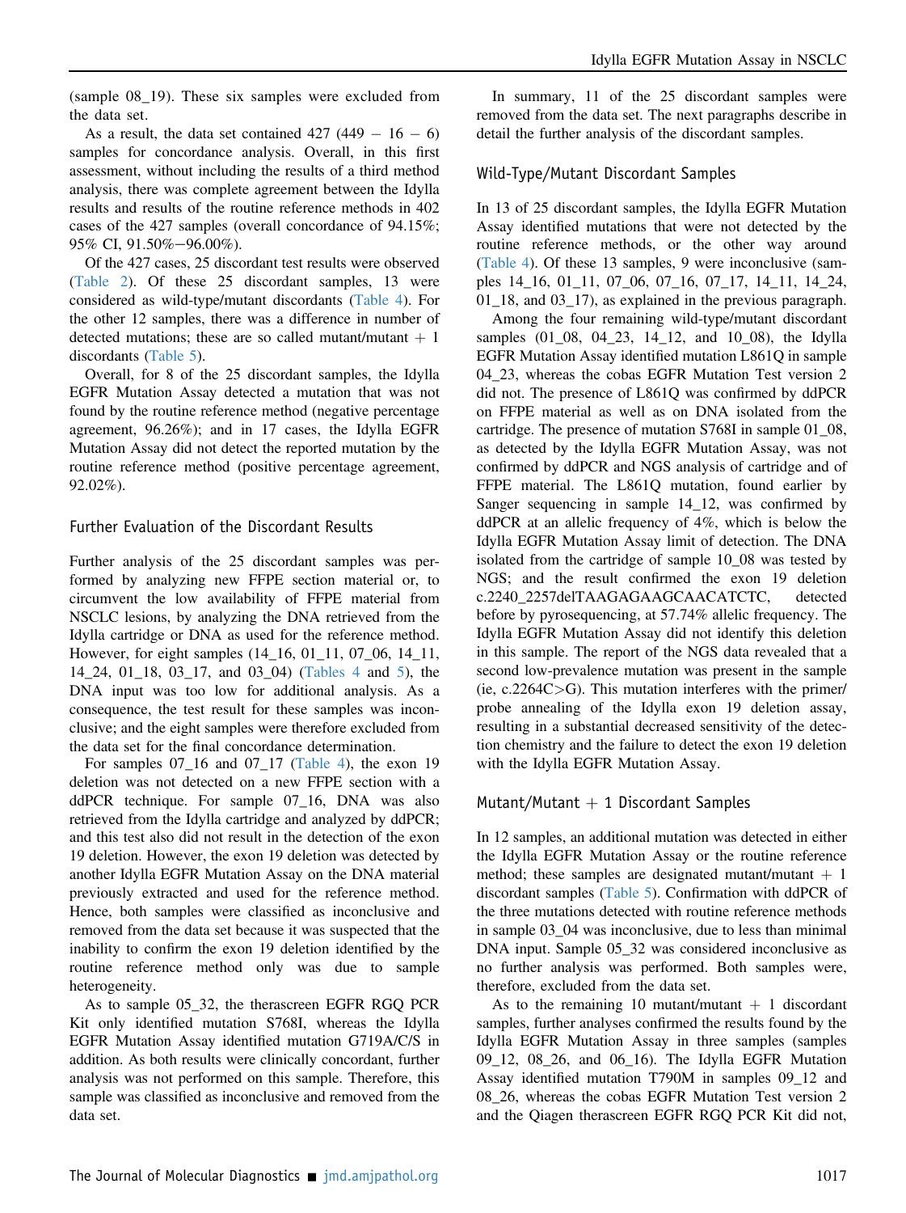(sample 08_19). These six samples were excluded from the data set.

As a result, the data set contained 427 (449 − 16 − 6) samples for concordance analysis. Overall, in this first assessment, without including the results of a third method analysis, there was complete agreement between the Idylla results and results of the routine reference methods in 402 cases of the 427 samples (overall concordance of 94.15%; 95% CI, 91.50%−96.00%).

Of the 427 cases, 25 discordant test results were observed (Table 2). Of these 25 discordant samples, 13 were considered as wild-type/mutant discordants (Table 4). For the other 12 samples, there was a difference in number of detected mutations; these are so called mutant/mutant + 1 discordants (Table 5).

Overall, for 8 of the 25 discordant samples, the Idylla EGFR Mutation Assay detected a mutation that was not found by the routine reference method (negative percentage agreement, 96.26%); and in 17 cases, the Idylla EGFR Mutation Assay did not detect the reported mutation by the routine reference method (positive percentage agreement, 92.02%).

## Further Evaluation of the Discordant Results

Further analysis of the 25 discordant samples was performed by analyzing new FFPE section material or, to circumvent the low availability of FFPE material from NSCLC lesions, by analyzing the DNA retrieved from the Idylla cartridge or DNA as used for the reference method. However, for eight samples (14_16, 01_11, 07_06, 14_11, 14_24, 01_18, 03_17, and 03_04) (Tables 4 and 5), the DNA input was too low for additional analysis. As a consequence, the test result for these samples was inconclusive; and the eight samples were therefore excluded from the data set for the final concordance determination.

For samples 07_16 and 07_17 (Table 4), the exon 19 deletion was not detected on a new FFPE section with a ddPCR technique. For sample 07_16, DNA was also retrieved from the Idylla cartridge and analyzed by ddPCR; and this test also did not result in the detection of the exon 19 deletion. However, the exon 19 deletion was detected by another Idylla EGFR Mutation Assay on the DNA material previously extracted and used for the reference method. Hence, both samples were classified as inconclusive and removed from the data set because it was suspected that the inability to confirm the exon 19 deletion identified by the routine reference method only was due to sample heterogeneity.

As to sample 05_32, the therascreen EGFR RGQ PCR Kit only identified mutation S768I, whereas the Idylla EGFR Mutation Assay identified mutation G719A/C/S in addition. As both results were clinically concordant, further analysis was not performed on this sample. Therefore, this sample was classified as inconclusive and removed from the data set.

In summary, 11 of the 25 discordant samples were removed from the data set. The next paragraphs describe in detail the further analysis of the discordant samples.

## Wild-Type/Mutant Discordant Samples

In 13 of 25 discordant samples, the Idylla EGFR Mutation Assay identified mutations that were not detected by the routine reference methods, or the other way around (Table 4). Of these 13 samples, 9 were inconclusive (samples 14_16, 01_11, 07_06, 07_16, 07_17, 14_11, 14_24, 01_18, and 03_17), as explained in the previous paragraph.

Among the four remaining wild-type/mutant discordant samples (01_08, 04_23, 14_12, and 10_08), the Idylla EGFR Mutation Assay identified mutation L861Q in sample 04_23, whereas the cobas EGFR Mutation Test version 2 did not. The presence of L861Q was confirmed by ddPCR on FFPE material as well as on DNA isolated from the cartridge. The presence of mutation S768I in sample 01_08, as detected by the Idylla EGFR Mutation Assay, was not confirmed by ddPCR and NGS analysis of cartridge and of FFPE material. The L861Q mutation, found earlier by Sanger sequencing in sample 14_12, was confirmed by ddPCR at an allelic frequency of 4%, which is below the Idylla EGFR Mutation Assay limit of detection. The DNA isolated from the cartridge of sample 10_08 was tested by NGS; and the result confirmed the exon 19 deletion c.2240_2257delTAAGAGAAGCAACATCTC, detected before by pyrosequencing, at 57.74% allelic frequency. The Idylla EGFR Mutation Assay did not identify this deletion in this sample. The report of the NGS data revealed that a second low-prevalence mutation was present in the sample (ie, c.2264C>G). This mutation interferes with the primer/probe annealing of the Idylla exon 19 deletion assay, resulting in a substantial decreased sensitivity of the detection chemistry and the failure to detect the exon 19 deletion with the Idylla EGFR Mutation Assay.

## Mutant/Mutant + 1 Discordant Samples

In 12 samples, an additional mutation was detected in either the Idylla EGFR Mutation Assay or the routine reference method; these samples are designated mutant/mutant + 1 discordant samples (Table 5). Confirmation with ddPCR of the three mutations detected with routine reference methods in sample 03_04 was inconclusive, due to less than minimal DNA input. Sample 05_32 was considered inconclusive as no further analysis was performed. Both samples were, therefore, excluded from the data set.

As to the remaining 10 mutant/mutant + 1 discordant samples, further analyses confirmed the results found by the Idylla EGFR Mutation Assay in three samples (samples 09_12, 08_26, and 06_16). The Idylla EGFR Mutation Assay identified mutation T790M in samples 09_12 and 08_26, whereas the cobas EGFR Mutation Test version 2 and the Qiagen therascreen EGFR RGQ PCR Kit did not,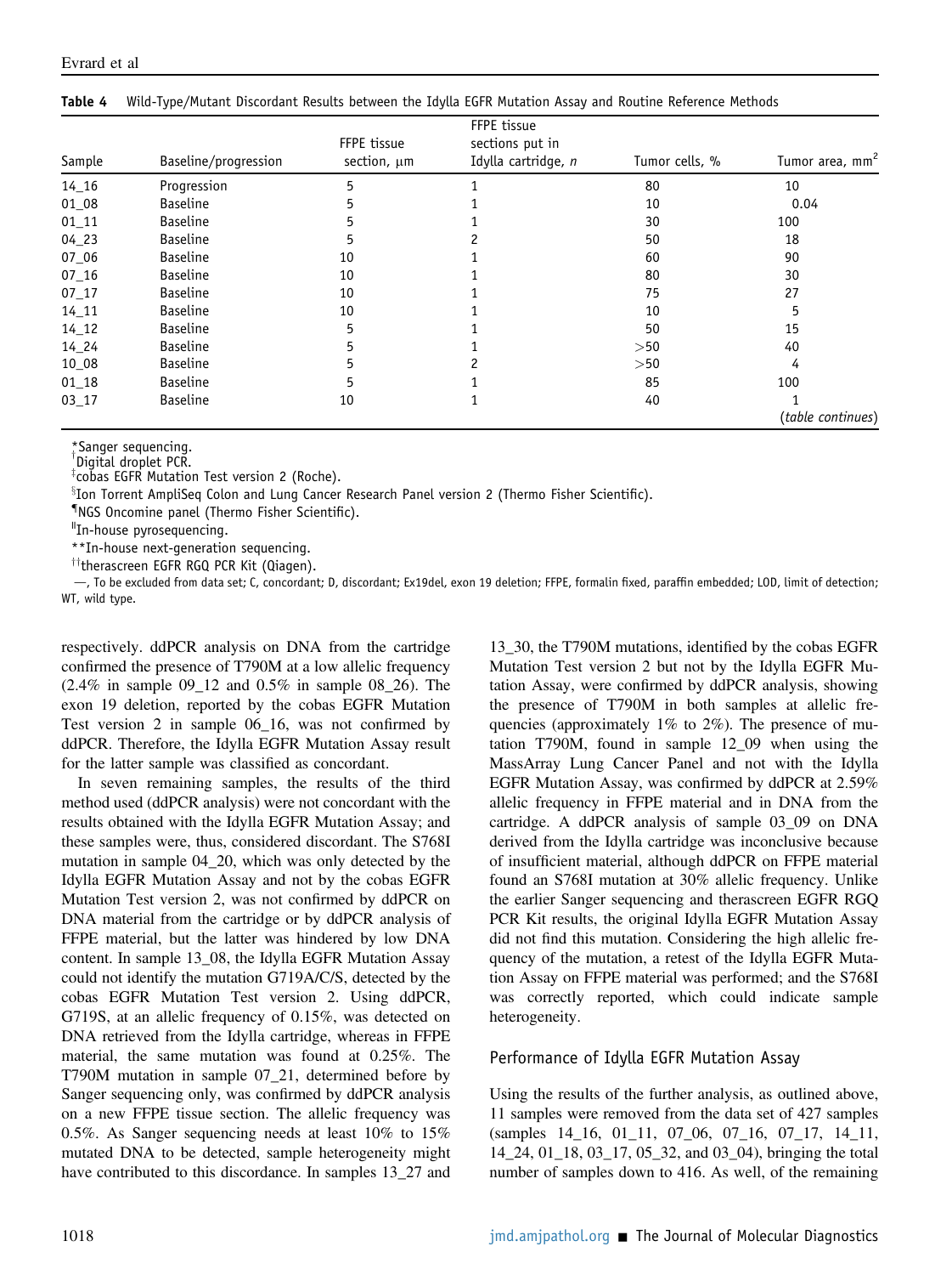**Table 4** Wild-Type/Mutant Discordant Results between the Idylla EGFR Mutation Assay and Routine Reference Methods

| Sample | Baseline/progression | FFPE tissue section, μm | FFPE tissue sections put in Idylla cartridge, *n* | Tumor cells, % | Tumor area, mm$^2$ |
|---|---|---|---|---|---|
| 14_16 | Progression | 5 | 1 | 80 | 10 |
| 01_08 | Baseline | 5 | 1 | 10 | 0.04 |
| 01_11 | Baseline | 5 | 1 | 30 | 100 |
| 04_23 | Baseline | 5 | 2 | 50 | 18 |
| 07_06 | Baseline | 10 | 1 | 60 | 90 |
| 07_16 | Baseline | 10 | 1 | 80 | 30 |
| 07_17 | Baseline | 10 | 1 | 75 | 27 |
| 14_11 | Baseline | 10 | 1 | 10 | 5 |
| 14_12 | Baseline | 5 | 1 | 50 | 15 |
| 14_24 | Baseline | 5 | 1 | >50 | 40 |
| 10_08 | Baseline | 5 | 2 | >50 | 4 |
| 01_18 | Baseline | 5 | 1 | 85 | 100 |
| 03_17 | Baseline | 10 | 1 | 40 | 1 |

(*table continues*)

*Sanger sequencing.
†Digital droplet PCR.
‡cobas EGFR Mutation Test version 2 (Roche).
§Ion Torrent AmpliSeq Colon and Lung Cancer Research Panel version 2 (Thermo Fisher Scientific).
¶NGS Oncomine panel (Thermo Fisher Scientific).
‖In-house pyrosequencing.
**In-house next-generation sequencing.
††therascreen EGFR RGQ PCR Kit (Qiagen).
—, To be excluded from data set; C, concordant; D, discordant; Ex19del, exon 19 deletion; FFPE, formalin fixed, paraffin embedded; LOD, limit of detection; WT, wild type.

respectively. ddPCR analysis on DNA from the cartridge confirmed the presence of T790M at a low allelic frequency (2.4% in sample 09_12 and 0.5% in sample 08_26). The exon 19 deletion, reported by the cobas EGFR Mutation Test version 2 in sample 06_16, was not confirmed by ddPCR. Therefore, the Idylla EGFR Mutation Assay result for the latter sample was classified as concordant.

In seven remaining samples, the results of the third method used (ddPCR analysis) were not concordant with the results obtained with the Idylla EGFR Mutation Assay; and these samples were, thus, considered discordant. The S768I mutation in sample 04_20, which was only detected by the Idylla EGFR Mutation Assay and not by the cobas EGFR Mutation Test version 2, was not confirmed by ddPCR on DNA material from the cartridge or by ddPCR analysis of FFPE material, but the latter was hindered by low DNA content. In sample 13_08, the Idylla EGFR Mutation Assay could not identify the mutation G719A/C/S, detected by the cobas EGFR Mutation Test version 2. Using ddPCR, G719S, at an allelic frequency of 0.15%, was detected on DNA retrieved from the Idylla cartridge, whereas in FFPE material, the same mutation was found at 0.25%. The T790M mutation in sample 07_21, determined before by Sanger sequencing only, was confirmed by ddPCR analysis on a new FFPE tissue section. The allelic frequency was 0.5%. As Sanger sequencing needs at least 10% to 15% mutated DNA to be detected, sample heterogeneity might have contributed to this discordance. In samples 13_27 and 13_30, the T790M mutations, identified by the cobas EGFR Mutation Test version 2 but not by the Idylla EGFR Mutation Assay, were confirmed by ddPCR analysis, showing the presence of T790M in both samples at allelic frequencies (approximately 1% to 2%). The presence of mutation T790M, found in sample 12_09 when using the MassArray Lung Cancer Panel and not with the Idylla EGFR Mutation Assay, was confirmed by ddPCR at 2.59% allelic frequency in FFPE material and in DNA from the cartridge. A ddPCR analysis of sample 03_09 on DNA derived from the Idylla cartridge was inconclusive because of insufficient material, although ddPCR on FFPE material found an S768I mutation at 30% allelic frequency. Unlike the earlier Sanger sequencing and therascreen EGFR RGQ PCR Kit results, the original Idylla EGFR Mutation Assay did not find this mutation. Considering the high allelic frequency of the mutation, a retest of the Idylla EGFR Mutation Assay on FFPE material was performed; and the S768I was correctly reported, which could indicate sample heterogeneity.

## Performance of Idylla EGFR Mutation Assay

Using the results of the further analysis, as outlined above, 11 samples were removed from the data set of 427 samples (samples 14_16, 01_11, 07_06, 07_16, 07_17, 14_11, 14_24, 01_18, 03_17, 05_32, and 03_04), bringing the total number of samples down to 416. As well, of the remaining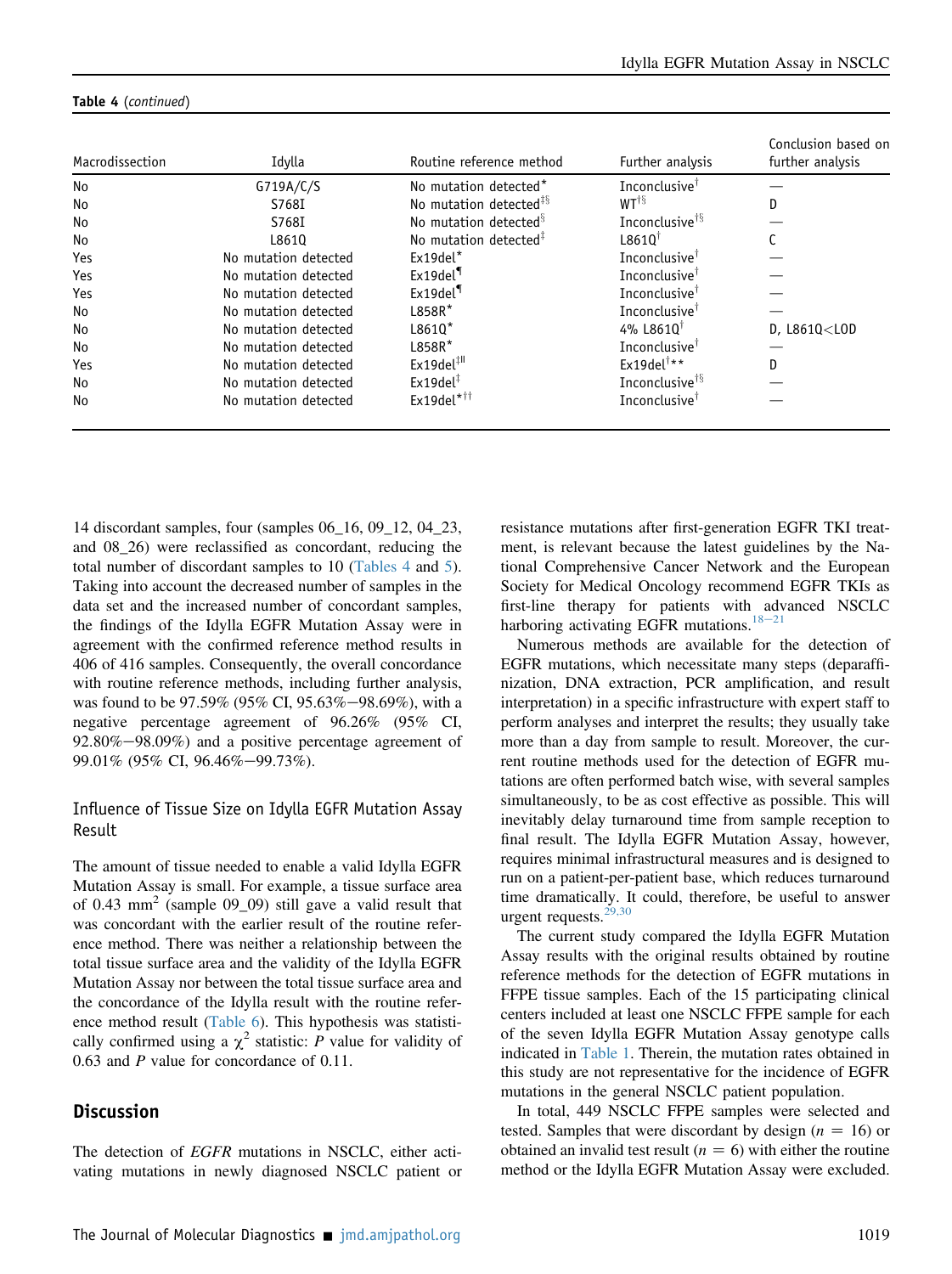**Table 4** (*continued*)

| Macrodissection | Idylla | Routine reference method | Further analysis | Conclusion based on further analysis |
|---|---|---|---|---|
| No | G719A/C/S | No mutation detected* | Inconclusive† | — |
| No | S768I | No mutation detected‡§ | WT†§ | D |
| No | S768I | No mutation detected§ | Inconclusive†§ | — |
| No | L861Q | No mutation detected‡ | L861Q† | C |
| Yes | No mutation detected | Ex19del* | Inconclusive† | — |
| Yes | No mutation detected | Ex19del¶ | Inconclusive† | — |
| Yes | No mutation detected | Ex19del¶ | Inconclusive† | — |
| No | No mutation detected | L858R* | Inconclusive† | — |
| No | No mutation detected | L861Q* | 4% L861Q† | D, L861Q<LOD |
| No | No mutation detected | L858R* | Inconclusive† | — |
| Yes | No mutation detected | Ex19del‡‖ | Ex19del†** | D |
| No | No mutation detected | Ex19del‡ | Inconclusive†§ | — |
| No | No mutation detected | Ex19del*†† | Inconclusive† | — |

14 discordant samples, four (samples 06_16, 09_12, 04_23, and 08_26) were reclassified as concordant, reducing the total number of discordant samples to 10 (Tables 4 and 5). Taking into account the decreased number of samples in the data set and the increased number of concordant samples, the findings of the Idylla EGFR Mutation Assay were in agreement with the confirmed reference method results in 406 of 416 samples. Consequently, the overall concordance with routine reference methods, including further analysis, was found to be 97.59% (95% CI, 95.63%−98.69%), with a negative percentage agreement of 96.26% (95% CI, 92.80%−98.09%) and a positive percentage agreement of 99.01% (95% CI, 96.46%−99.73%).

### Influence of Tissue Size on Idylla EGFR Mutation Assay Result

The amount of tissue needed to enable a valid Idylla EGFR Mutation Assay is small. For example, a tissue surface area of 0.43 $mm^2$ (sample 09_09) still gave a valid result that was concordant with the earlier result of the routine reference method. There was neither a relationship between the total tissue surface area and the validity of the Idylla EGFR Mutation Assay nor between the total tissue surface area and the concordance of the Idylla result with the routine reference method result (Table 6). This hypothesis was statistically confirmed using a $\chi^2$ statistic: $P$ value for validity of 0.63 and $P$ value for concordance of 0.11.

## Discussion

The detection of *EGFR* mutations in NSCLC, either activating mutations in newly diagnosed NSCLC patient or resistance mutations after first-generation EGFR TKI treatment, is relevant because the latest guidelines by the National Comprehensive Cancer Network and the European Society for Medical Oncology recommend EGFR TKIs as first-line therapy for patients with advanced NSCLC harboring activating EGFR mutations.[18−21]

Numerous methods are available for the detection of EGFR mutations, which necessitate many steps (deparaffinization, DNA extraction, PCR amplification, and result interpretation) in a specific infrastructure with expert staff to perform analyses and interpret the results; they usually take more than a day from sample to result. Moreover, the current routine methods used for the detection of EGFR mutations are often performed batch wise, with several samples simultaneously, to be as cost effective as possible. This will inevitably delay turnaround time from sample reception to final result. The Idylla EGFR Mutation Assay, however, requires minimal infrastructural measures and is designed to run on a patient-per-patient base, which reduces turnaround time dramatically. It could, therefore, be useful to answer urgent requests.[29,30]

The current study compared the Idylla EGFR Mutation Assay results with the original results obtained by routine reference methods for the detection of EGFR mutations in FFPE tissue samples. Each of the 15 participating clinical centers included at least one NSCLC FFPE sample for each of the seven Idylla EGFR Mutation Assay genotype calls indicated in Table 1. Therein, the mutation rates obtained in this study are not representative for the incidence of EGFR mutations in the general NSCLC patient population.

In total, 449 NSCLC FFPE samples were selected and tested. Samples that were discordant by design ($n = 16$) or obtained an invalid test result ($n = 6$) with either the routine method or the Idylla EGFR Mutation Assay were excluded.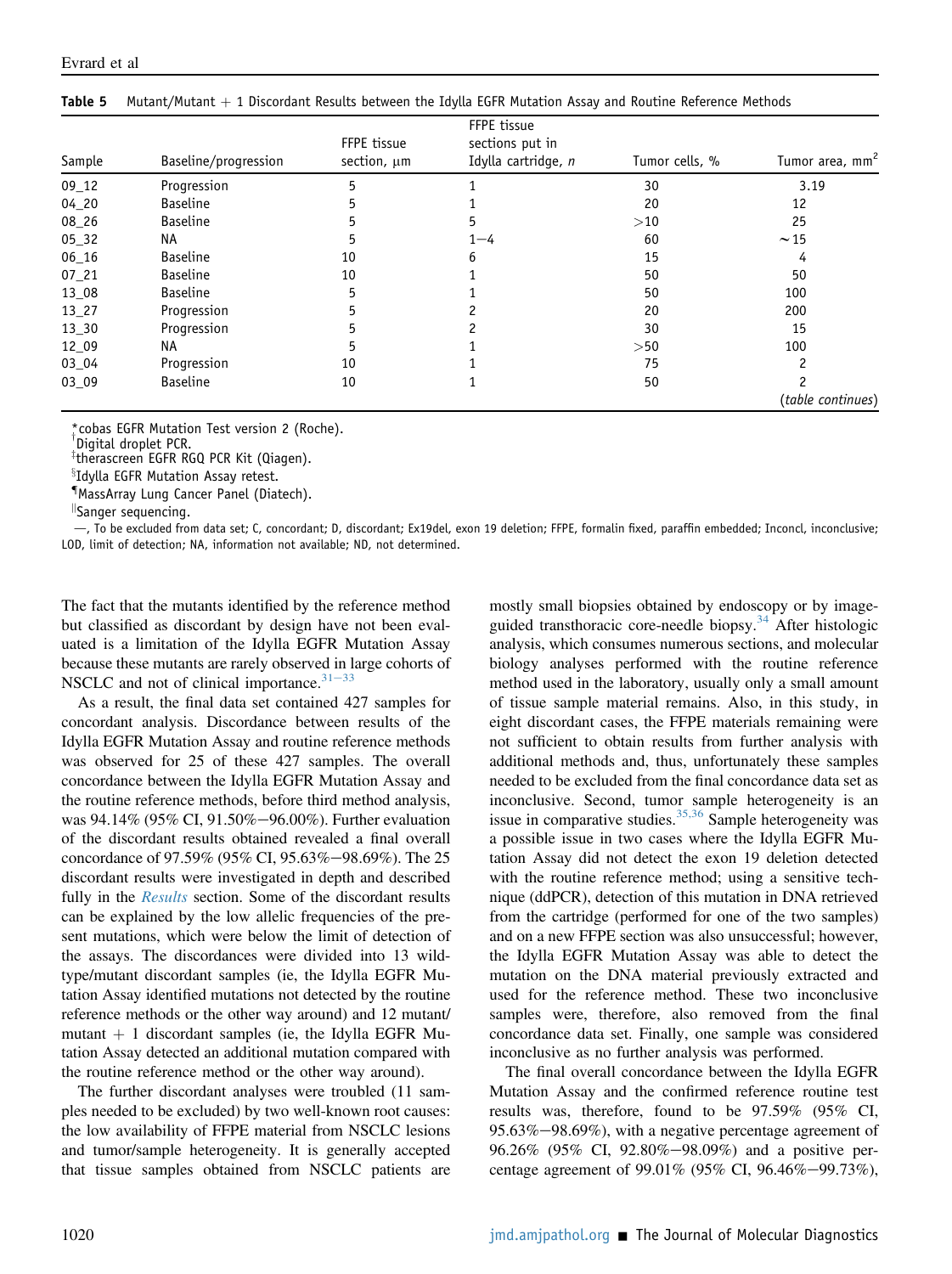**Table 5** Mutant/Mutant + 1 Discordant Results between the Idylla EGFR Mutation Assay and Routine Reference Methods

| Sample | Baseline/progression | FFPE tissue section, μm | FFPE tissue sections put in Idylla cartridge, n | Tumor cells, % | Tumor area, mm$^2$ |
|---|---|---|---|---|---|
| 09_12 | Progression | 5 | 1 | 30 | 3.19 |
| 04_20 | Baseline | 5 | 1 | 20 | 12 |
| 08_26 | Baseline | 5 | 5 | >10 | 25 |
| 05_32 | NA | 5 | 1−4 | 60 | ~15 |
| 06_16 | Baseline | 10 | 6 | 15 | 4 |
| 07_21 | Baseline | 10 | 1 | 50 | 50 |
| 13_08 | Baseline | 5 | 1 | 50 | 100 |
| 13_27 | Progression | 5 | 2 | 20 | 200 |
| 13_30 | Progression | 5 | 2 | 30 | 15 |
| 12_09 | NA | 5 | 1 | >50 | 100 |
| 03_04 | Progression | 10 | 1 | 75 | 2 |
| 03_09 | Baseline | 10 | 1 | 50 | 2 |

(*table continues*)

*cobas EGFR Mutation Test version 2 (Roche).
†Digital droplet PCR.
‡therascreen EGFR RGQ PCR Kit (Qiagen).
§Idylla EGFR Mutation Assay retest.
¶MassArray Lung Cancer Panel (Diatech).
||Sanger sequencing.
—, To be excluded from data set; C, concordant; D, discordant; Ex19del, exon 19 deletion; FFPE, formalin fixed, paraffin embedded; Inconcl, inconclusive; LOD, limit of detection; NA, information not available; ND, not determined.

The fact that the mutants identified by the reference method but classified as discordant by design have not been evaluated is a limitation of the Idylla EGFR Mutation Assay because these mutants are rarely observed in large cohorts of NSCLC and not of clinical importance.[31−33]

As a result, the final data set contained 427 samples for concordant analysis. Discordance between results of the Idylla EGFR Mutation Assay and routine reference methods was observed for 25 of these 427 samples. The overall concordance between the Idylla EGFR Mutation Assay and the routine reference methods, before third method analysis, was 94.14% (95% CI, 91.50%−96.00%). Further evaluation of the discordant results obtained revealed a final overall concordance of 97.59% (95% CI, 95.63%−98.69%). The 25 discordant results were investigated in depth and described fully in the *Results* section. Some of the discordant results can be explained by the low allelic frequencies of the present mutations, which were below the limit of detection of the assays. The discordances were divided into 13 wild-type/mutant discordant samples (ie, the Idylla EGFR Mutation Assay identified mutations not detected by the routine reference methods or the other way around) and 12 mutant/mutant + 1 discordant samples (ie, the Idylla EGFR Mutation Assay detected an additional mutation compared with the routine reference method or the other way around).

The further discordant analyses were troubled (11 samples needed to be excluded) by two well-known root causes: the low availability of FFPE material from NSCLC lesions and tumor/sample heterogeneity. It is generally accepted that tissue samples obtained from NSCLC patients are mostly small biopsies obtained by endoscopy or by image-guided transthoracic core-needle biopsy.[34] After histologic analysis, which consumes numerous sections, and molecular biology analyses performed with the routine reference method used in the laboratory, usually only a small amount of tissue sample material remains. Also, in this study, in eight discordant cases, the FFPE materials remaining were not sufficient to obtain results from further analysis with additional methods and, thus, unfortunately these samples needed to be excluded from the final concordance data set as inconclusive. Second, tumor sample heterogeneity is an issue in comparative studies.[35,36] Sample heterogeneity was a possible issue in two cases where the Idylla EGFR Mutation Assay did not detect the exon 19 deletion detected with the routine reference method; using a sensitive technique (ddPCR), detection of this mutation in DNA retrieved from the cartridge (performed for one of the two samples) and on a new FFPE section was also unsuccessful; however, the Idylla EGFR Mutation Assay was able to detect the mutation on the DNA material previously extracted and used for the reference method. These two inconclusive samples were, therefore, also removed from the final concordance data set. Finally, one sample was considered inconclusive as no further analysis was performed.

The final overall concordance between the Idylla EGFR Mutation Assay and the confirmed reference routine test results was, therefore, found to be 97.59% (95% CI, 95.63%−98.69%), with a negative percentage agreement of 96.26% (95% CI, 92.80%−98.09%) and a positive percentage agreement of 99.01% (95% CI, 96.46%−99.73%),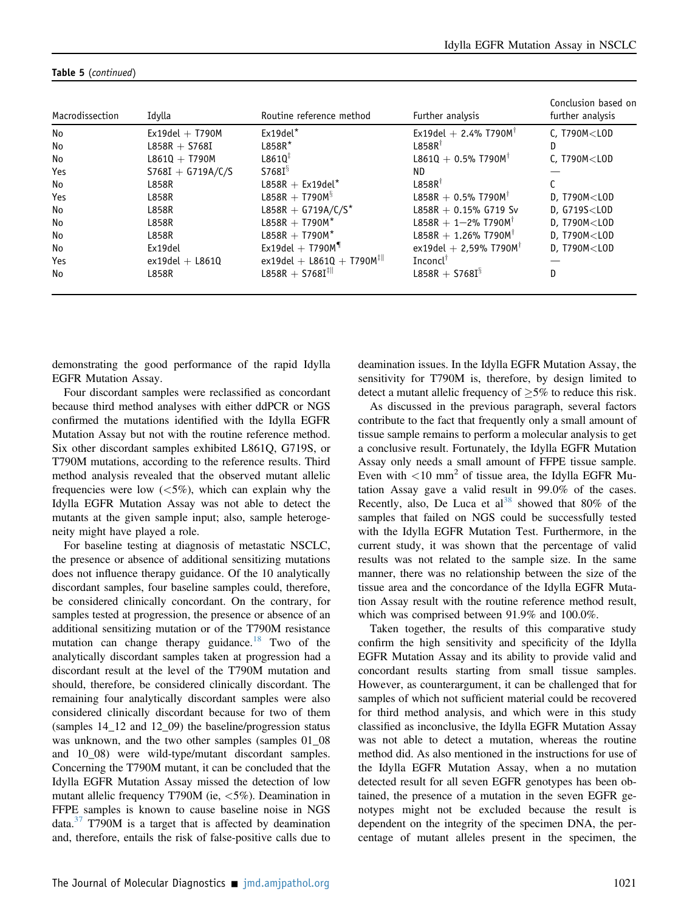**Table 5** (*continued*)

| Macrodissection | Idylla | Routine reference method | Further analysis | Conclusion based on further analysis |
|---|---|---|---|---|
| No | Ex19del + T790M | Ex19del* | Ex19del + 2.4% T790M† | C, T790M<LOD |
| No | L858R + S768I | L858R* | L858R† | D |
| No | L861Q + T790M | L861Q‡ | L861Q + 0.5% T790M† | C, T790M<LOD |
| Yes | S768I + G719A/C/S | S768I§ | ND | — |
| No | L858R | L858R + Ex19del* | L858R† | C |
| Yes | L858R | L858R + T790M§ | L858R + 0.5% T790M† | D, T790M<LOD |
| No | L858R | L858R + G719A/C/S* | L858R + 0.15% G719 Sv | D, G719S<LOD |
| No | L858R | L858R + T790M* | L858R + 1−2% T790M† | D, T790M<LOD |
| No | L858R | L858R + T790M* | L858R + 1.26% T790M† | D, T790M<LOD |
| No | Ex19del | Ex19del + T790M¶ | ex19del + 2,59% T790M† | D, T790M<LOD |
| Yes | ex19del + L861Q | ex19del + L861Q + T790M‡‖ | Inconcl† | — |
| No | L858R | L858R + S768I‡‖ | L858R + S768I§ | D |

demonstrating the good performance of the rapid Idylla EGFR Mutation Assay.

Four discordant samples were reclassified as concordant because third method analyses with either ddPCR or NGS confirmed the mutations identified with the Idylla EGFR Mutation Assay but not with the routine reference method. Six other discordant samples exhibited L861Q, G719S, or T790M mutations, according to the reference results. Third method analysis revealed that the observed mutant allelic frequencies were low (<5%), which can explain why the Idylla EGFR Mutation Assay was not able to detect the mutants at the given sample input; also, sample heterogeneity might have played a role.

For baseline testing at diagnosis of metastatic NSCLC, the presence or absence of additional sensitizing mutations does not influence therapy guidance. Of the 10 analytically discordant samples, four baseline samples could, therefore, be considered clinically concordant. On the contrary, for samples tested at progression, the presence or absence of an additional sensitizing mutation or of the T790M resistance mutation can change therapy guidance.[18] Two of the analytically discordant samples taken at progression had a discordant result at the level of the T790M mutation and should, therefore, be considered clinically discordant. The remaining four analytically discordant samples were also considered clinically discordant because for two of them (samples 14_12 and 12_09) the baseline/progression status was unknown, and the two other samples (samples 01_08 and 10_08) were wild-type/mutant discordant samples. Concerning the T790M mutant, it can be concluded that the Idylla EGFR Mutation Assay missed the detection of low mutant allelic frequency T790M (ie, <5%). Deamination in FFPE samples is known to cause baseline noise in NGS data.[37] T790M is a target that is affected by deamination and, therefore, entails the risk of false-positive calls due to deamination issues. In the Idylla EGFR Mutation Assay, the sensitivity for T790M is, therefore, by design limited to detect a mutant allelic frequency of ≥5% to reduce this risk.

As discussed in the previous paragraph, several factors contribute to the fact that frequently only a small amount of tissue sample remains to perform a molecular analysis to get a conclusive result. Fortunately, the Idylla EGFR Mutation Assay only needs a small amount of FFPE tissue sample. Even with <10 $mm^2$ of tissue area, the Idylla EGFR Mutation Assay gave a valid result in 99.0% of the cases. Recently, also, De Luca et al[38] showed that 80% of the samples that failed on NGS could be successfully tested with the Idylla EGFR Mutation Test. Furthermore, in the current study, it was shown that the percentage of valid results was not related to the sample size. In the same manner, there was no relationship between the size of the tissue area and the concordance of the Idylla EGFR Mutation Assay result with the routine reference method result, which was comprised between 91.9% and 100.0%.

Taken together, the results of this comparative study confirm the high sensitivity and specificity of the Idylla EGFR Mutation Assay and its ability to provide valid and concordant results starting from small tissue samples. However, as counterargument, it can be challenged that for samples of which not sufficient material could be recovered for third method analysis, and which were in this study classified as inconclusive, the Idylla EGFR Mutation Assay was not able to detect a mutation, whereas the routine method did. As also mentioned in the instructions for use of the Idylla EGFR Mutation Assay, when a no mutation detected result for all seven EGFR genotypes has been obtained, the presence of a mutation in the seven EGFR genotypes might not be excluded because the result is dependent on the integrity of the specimen DNA, the percentage of mutant alleles present in the specimen, the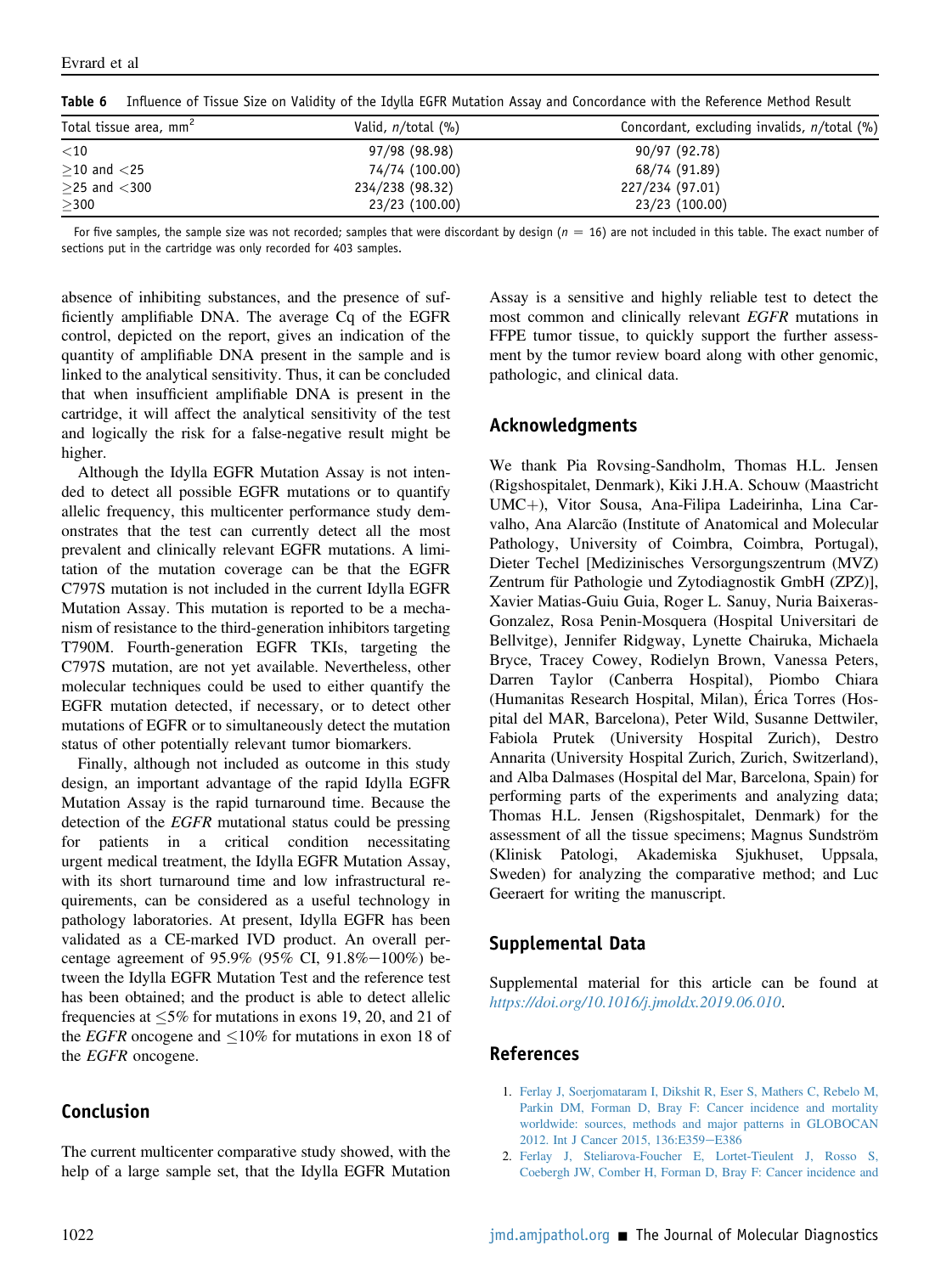**Table 6** Influence of Tissue Size on Validity of the Idylla EGFR Mutation Assay and Concordance with the Reference Method Result

| Total tissue area, $mm^2$ | Valid, *n*/total (%) | Concordant, excluding invalids, *n*/total (%) |
|---|---|---|
| <10 | 97/98 (98.98) | 90/97 (92.78) |
| ≥10 and <25 | 74/74 (100.00) | 68/74 (91.89) |
| ≥25 and <300 | 234/238 (98.32) | 227/234 (97.01) |
| ≥300 | 23/23 (100.00) | 23/23 (100.00) |

For five samples, the sample size was not recorded; samples that were discordant by design ($n = 16$) are not included in this table. The exact number of sections put in the cartridge was only recorded for 403 samples.

absence of inhibiting substances, and the presence of sufficiently amplifiable DNA. The average Cq of the EGFR control, depicted on the report, gives an indication of the quantity of amplifiable DNA present in the sample and is linked to the analytical sensitivity. Thus, it can be concluded that when insufficient amplifiable DNA is present in the cartridge, it will affect the analytical sensitivity of the test and logically the risk for a false-negative result might be higher.

Although the Idylla EGFR Mutation Assay is not intended to detect all possible EGFR mutations or to quantify allelic frequency, this multicenter performance study demonstrates that the test can currently detect all the most prevalent and clinically relevant EGFR mutations. A limitation of the mutation coverage can be that the EGFR C797S mutation is not included in the current Idylla EGFR Mutation Assay. This mutation is reported to be a mechanism of resistance to the third-generation inhibitors targeting T790M. Fourth-generation EGFR TKIs, targeting the C797S mutation, are not yet available. Nevertheless, other molecular techniques could be used to either quantify the EGFR mutation detected, if necessary, or to detect other mutations of EGFR or to simultaneously detect the mutation status of other potentially relevant tumor biomarkers.

Finally, although not included as outcome in this study design, an important advantage of the rapid Idylla EGFR Mutation Assay is the rapid turnaround time. Because the detection of the *EGFR* mutational status could be pressing for patients in a critical condition necessitating urgent medical treatment, the Idylla EGFR Mutation Assay, with its short turnaround time and low infrastructural requirements, can be considered as a useful technology in pathology laboratories. At present, Idylla EGFR has been validated as a CE-marked IVD product. An overall percentage agreement of 95.9% (95% CI, 91.8%−100%) between the Idylla EGFR Mutation Test and the reference test has been obtained; and the product is able to detect allelic frequencies at ≤5% for mutations in exons 19, 20, and 21 of the *EGFR* oncogene and ≤10% for mutations in exon 18 of the *EGFR* oncogene.

## Conclusion

The current multicenter comparative study showed, with the help of a large sample set, that the Idylla EGFR Mutation Assay is a sensitive and highly reliable test to detect the most common and clinically relevant *EGFR* mutations in FFPE tumor tissue, to quickly support the further assessment by the tumor review board along with other genomic, pathologic, and clinical data.

## Acknowledgments

We thank Pia Rovsing-Sandholm, Thomas H.L. Jensen (Rigshospitalet, Denmark), Kiki J.H.A. Schouw (Maastricht UMC+), Vitor Sousa, Ana-Filipa Ladeirinha, Lina Carvalho, Ana Alarcão (Institute of Anatomical and Molecular Pathology, University of Coimbra, Coimbra, Portugal), Dieter Techel [Medizinisches Versorgungszentrum (MVZ) Zentrum für Pathologie und Zytodiagnostik GmbH (ZPZ)], Xavier Matias-Guiu Guia, Roger L. Sanuy, Nuria Baixeras-Gonzalez, Rosa Penin-Mosquera (Hospital Universitari de Bellvitge), Jennifer Ridgway, Lynette Chairuka, Michaela Bryce, Tracey Cowey, Rodielyn Brown, Vanessa Peters, Darren Taylor (Canberra Hospital), Piombo Chiara (Humanitas Research Hospital, Milan), Érica Torres (Hospital del MAR, Barcelona), Peter Wild, Susanne Dettwiler, Fabiola Prutek (University Hospital Zurich), Destro Annarita (University Hospital Zurich, Zurich, Switzerland), and Alba Dalmases (Hospital del Mar, Barcelona, Spain) for performing parts of the experiments and analyzing data; Thomas H.L. Jensen (Rigshospitalet, Denmark) for the assessment of all the tissue specimens; Magnus Sundström (Klinisk Patologi, Akademiska Sjukhuset, Uppsala, Sweden) for analyzing the comparative method; and Luc Geeraert for writing the manuscript.

## Supplemental Data

Supplemental material for this article can be found at *https://doi.org/10.1016/j.jmoldx.2019.06.010*.

## References

1. Ferlay J, Soerjomataram I, Dikshit R, Eser S, Mathers C, Rebelo M, Parkin DM, Forman D, Bray F: Cancer incidence and mortality worldwide: sources, methods and major patterns in GLOBOCAN 2012. Int J Cancer 2015, 136:E359−E386
2. Ferlay J, Steliarova-Foucher E, Lortet-Tieulent J, Rosso S, Coebergh JW, Comber H, Forman D, Bray F: Cancer incidence and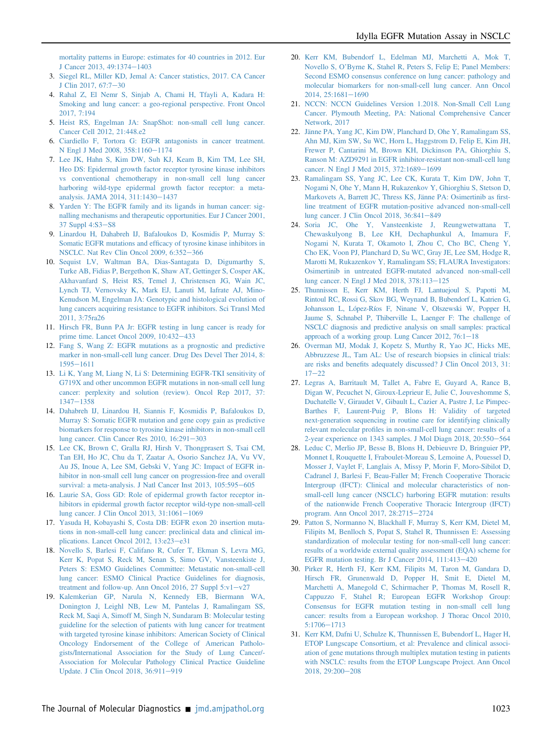mortality patterns in Europe: estimates for 40 countries in 2012. Eur J Cancer 2013, 49:1374–1403

3. Siegel RL, Miller KD, Jemal A: Cancer statistics, 2017. CA Cancer J Clin 2017, 67:7–30
4. Rahal Z, El Nemr S, Sinjab A, Chami H, Tfayli A, Kadara H: Smoking and lung cancer: a geo-regional perspective. Front Oncol 2017, 7:194
5. Heist RS, Engelman JA: SnapShot: non-small cell lung cancer. Cancer Cell 2012, 21:448.e2
6. Ciardiello F, Tortora G: EGFR antagonists in cancer treatment. N Engl J Med 2008, 358:1160–1174
7. Lee JK, Hahn S, Kim DW, Suh KJ, Keam B, Kim TM, Lee SH, Heo DS: Epidermal growth factor receptor tyrosine kinase inhibitors vs conventional chemotherapy in non-small cell lung cancer harboring wild-type epidermal growth factor receptor: a meta-analysis. JAMA 2014, 311:1430–1437
8. Yarden Y: The EGFR family and its ligands in human cancer: signalling mechanisms and therapeutic opportunities. Eur J Cancer 2001, 37 Suppl 4:S3–S8
9. Linardou H, Dahabreh IJ, Bafaloukos D, Kosmidis P, Murray S: Somatic EGFR mutations and efficacy of tyrosine kinase inhibitors in NSCLC. Nat Rev Clin Oncol 2009, 6:352–366
10. Sequist LV, Waltman BA, Dias-Santagata D, Digumarthy S, Turke AB, Fidias P, Bergethon K, Shaw AT, Gettinger S, Cosper AK, Akhavanfard S, Heist RS, Temel J, Christensen JG, Wain JC, Lynch TJ, Vernovsky K, Mark EJ, Lanuti M, Iafrate AJ, Mino-Kenudson M, Engelman JA: Genotypic and histological evolution of lung cancers acquiring resistance to EGFR inhibitors. Sci Transl Med 2011, 3:75ra26
11. Hirsch FR, Bunn PA Jr: EGFR testing in lung cancer is ready for prime time. Lancet Oncol 2009, 10:432–433
12. Fang S, Wang Z: EGFR mutations as a prognostic and predictive marker in non-small-cell lung cancer. Drug Des Devel Ther 2014, 8:1595–1611
13. Li K, Yang M, Liang N, Li S: Determining EGFR-TKI sensitivity of G719X and other uncommon EGFR mutations in non-small cell lung cancer: perplexity and solution (review). Oncol Rep 2017, 37:1347–1358
14. Dahabreh IJ, Linardou H, Siannis F, Kosmidis P, Bafaloukos D, Murray S: Somatic EGFR mutation and gene copy gain as predictive biomarkers for response to tyrosine kinase inhibitors in non-small cell lung cancer. Clin Cancer Res 2010, 16:291–303
15. Lee CK, Brown C, Gralla RJ, Hirsh V, Thongprasert S, Tsai CM, Tan EH, Ho JC, Chu da T, Zaatar A, Osorio Sanchez JA, Vu VV, Au JS, Inoue A, Lee SM, Gebski V, Yang JC: Impact of EGFR inhibitor in non-small cell lung cancer on progression-free and overall survival: a meta-analysis. J Natl Cancer Inst 2013, 105:595–605
16. Laurie SA, Goss GD: Role of epidermal growth factor receptor inhibitors in epidermal growth factor receptor wild-type non-small-cell lung cancer. J Clin Oncol 2013, 31:1061–1069
17. Yasuda H, Kobayashi S, Costa DB: EGFR exon 20 insertion mutations in non-small-cell lung cancer: preclinical data and clinical implications. Lancet Oncol 2012, 13:e23–e31
18. Novello S, Barlesi F, Califano R, Cufer T, Ekman S, Levra MG, Kerr K, Popat S, Reck M, Senan S, Simo GV, Vansteenkiste J, Peters S: ESMO Guidelines Committee: Metastatic non-small-cell lung cancer: ESMO Clinical Practice Guidelines for diagnosis, treatment and follow-up. Ann Oncol 2016, 27 Suppl 5:v1–v27
19. Kalemkerian GP, Narula N, Kennedy EB, Biermann WA, Donington J, Leighl NB, Lew M, Pantelas J, Ramalingam SS, Reck M, Saqi A, Simoff M, Singh N, Sundaram B: Molecular testing guideline for the selection of patients with lung cancer for treatment with targeted tyrosine kinase inhibitors: American Society of Clinical Oncology Endorsement of the College of American Pathologists/International Association for the Study of Lung Cancer/Association for Molecular Pathology Clinical Practice Guideline Update. J Clin Oncol 2018, 36:911–919
20. Kerr KM, Bubendorf L, Edelman MJ, Marchetti A, Mok T, Novello S, O'Byrne K, Stahel R, Peters S, Felip E; Panel Members: Second ESMO consensus conference on lung cancer: pathology and molecular biomarkers for non-small-cell lung cancer. Ann Oncol 2014, 25:1681–1690
21. NCCN: NCCN Guidelines Version 1.2018. Non-Small Cell Lung Cancer. Plymouth Meeting, PA: National Comprehensive Cancer Network, 2017
22. Jänne PA, Yang JC, Kim DW, Planchard D, Ohe Y, Ramalingam SS, Ahn MJ, Kim SW, Su WC, Horn L, Haggstrom D, Felip E, Kim JH, Frewer P, Cantarini M, Brown KH, Dickinson PA, Ghiorghiu S, Ranson M: AZD9291 in EGFR inhibitor-resistant non-small-cell lung cancer. N Engl J Med 2015, 372:1689–1699
23. Ramalingam SS, Yang JC, Lee CK, Kurata T, Kim DW, John T, Nogami N, Ohe Y, Mann H, Rukazenkov Y, Ghiorghiu S, Stetson D, Markovets A, Barrett JC, Thress KS, Jänne PA: Osimertinib as first-line treatment of EGFR mutation-positive advanced non-small-cell lung cancer. J Clin Oncol 2018, 36:841–849
24. Soria JC, Ohe Y, Vansteenkiste J, Reungwetwattana T, Chewaskulyong B, Lee KH, Dechaphunkul A, Imamura F, Nogami N, Kurata T, Okamoto I, Zhou C, Cho BC, Cheng Y, Cho EK, Voon PJ, Planchard D, Su WC, Gray JE, Lee SM, Hodge R, Marotti M, Rukazenkov Y, Ramalingam SS; FLAURA Investigators: Osimertinib in untreated EGFR-mutated advanced non-small-cell lung cancer. N Engl J Med 2018, 378:113–125
25. Thunnissen E, Kerr KM, Herth FJ, Lantuejoul S, Papotti M, Rintoul RC, Rossi G, Skov BG, Weynand B, Bubendorf L, Katrien G, Johansson L, López-Ríos F, Ninane V, Olszewski W, Popper H, Jaume S, Schnabel P, Thiberville L, Laenger F: The challenge of NSCLC diagnosis and predictive analysis on small samples: practical approach of a working group. Lung Cancer 2012, 76:1–18
26. Overman MJ, Modak J, Kopetz S, Murthy R, Yao JC, Hicks ME, Abbruzzese JL, Tam AL: Use of research biopsies in clinical trials: are risks and benefits adequately discussed? J Clin Oncol 2013, 31:17–22
27. Legras A, Barritault M, Tallet A, Fabre E, Guyard A, Rance B, Digan W, Pecuchet N, Giroux-Leprieur E, Julie C, Jouveshomme S, Duchatelle V, Giraudet V, Gibault L, Cazier A, Pastre J, Le Pimpec-Barthes F, Laurent-Puig P, Blons H: Validity of targeted next-generation sequencing in routine care for identifying clinically relevant molecular profiles in non-small-cell lung cancer: results of a 2-year experience on 1343 samples. J Mol Diagn 2018, 20:550–564
28. Leduc C, Merlio JP, Besse B, Blons H, Debieuvre D, Bringuier PP, Monnet I, Rouquette I, Fraboulet-Moreau S, Lemoine A, Pouessel D, Mosser J, Vaylet F, Langlais A, Missy P, Morin F, Moro-Sibilot D, Cadranel J, Barlesi F, Beau-Faller M; French Cooperative Thoracic Intergroup (IFCT): Clinical and molecular characteristics of non-small-cell lung cancer (NSCLC) harboring EGFR mutation: results of the nationwide French Cooperative Thoracic Intergroup (IFCT) program. Ann Oncol 2017, 28:2715–2724
29. Patton S, Normanno N, Blackhall F, Murray S, Kerr KM, Dietel M, Filipits M, Benlloch S, Popat S, Stahel R, Thunnissen E: Assessing standardization of molecular testing for non-small-cell lung cancer: results of a worldwide external quality assessment (EQA) scheme for EGFR mutation testing. Br J Cancer 2014, 111:413–420
30. Pirker R, Herth FJ, Kerr KM, Filipits M, Taron M, Gandara D, Hirsch FR, Grunenwald D, Popper H, Smit E, Dietel M, Marchetti A, Manegold C, Schirmacher P, Thomas M, Rosell R, Cappuzzo F, Stahel R; European EGFR Workshop Group: Consensus for EGFR mutation testing in non-small cell lung cancer: results from a European workshop. J Thorac Oncol 2010, 5:1706–1713
31. Kerr KM, Dafni U, Schulze K, Thunnissen E, Bubendorf L, Hager H, ETOP Lungscape Consortium, et al: Prevalence and clinical association of gene mutations through multiplex mutation testing in patients with NSCLC: results from the ETOP Lungscape Project. Ann Oncol 2018, 29:200–208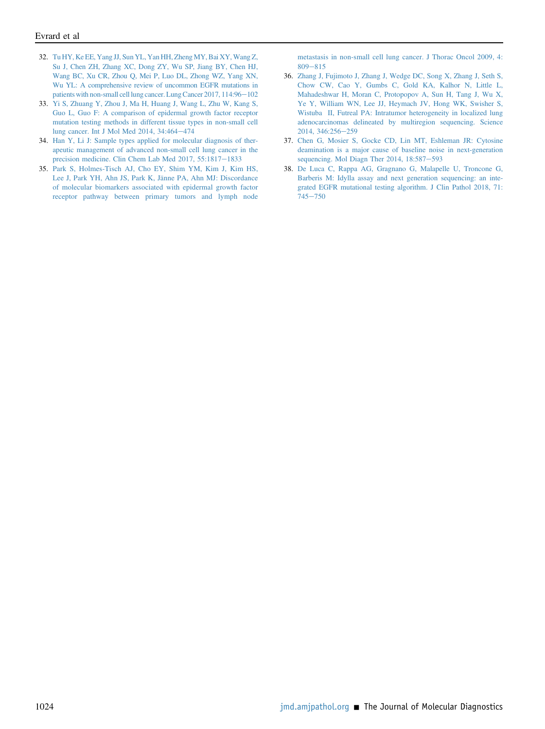32. Tu HY, Ke EE, Yang JJ, Sun YL, Yan HH, Zheng MY, Bai XY, Wang Z, Su J, Chen ZH, Zhang XC, Dong ZY, Wu SP, Jiang BY, Chen HJ, Wang BC, Xu CR, Zhou Q, Mei P, Luo DL, Zhong WZ, Yang XN, Wu YL: A comprehensive review of uncommon EGFR mutations in patients with non-small cell lung cancer. Lung Cancer 2017, 114:96−102
33. Yi S, Zhuang Y, Zhou J, Ma H, Huang J, Wang L, Zhu W, Kang S, Guo L, Guo F: A comparison of epidermal growth factor receptor mutation testing methods in different tissue types in non-small cell lung cancer. Int J Mol Med 2014, 34:464−474
34. Han Y, Li J: Sample types applied for molecular diagnosis of therapeutic management of advanced non-small cell lung cancer in the precision medicine. Clin Chem Lab Med 2017, 55:1817−1833
35. Park S, Holmes-Tisch AJ, Cho EY, Shim YM, Kim J, Kim HS, Lee J, Park YH, Ahn JS, Park K, Jänne PA, Ahn MJ: Discordance of molecular biomarkers associated with epidermal growth factor receptor pathway between primary tumors and lymph node metastasis in non-small cell lung cancer. J Thorac Oncol 2009, 4:809−815
36. Zhang J, Fujimoto J, Zhang J, Wedge DC, Song X, Zhang J, Seth S, Chow CW, Cao Y, Gumbs C, Gold KA, Kalhor N, Little L, Mahadeshwar H, Moran C, Protopopov A, Sun H, Tang J, Wu X, Ye Y, William WN, Lee JJ, Heymach JV, Hong WK, Swisher S, Wistuba II, Futreal PA: Intratumor heterogeneity in localized lung adenocarcinomas delineated by multiregion sequencing. Science 2014, 346:256−259
37. Chen G, Mosier S, Gocke CD, Lin MT, Eshleman JR: Cytosine deamination is a major cause of baseline noise in next-generation sequencing. Mol Diagn Ther 2014, 18:587−593
38. De Luca C, Rappa AG, Gragnano G, Malapelle U, Troncone G, Barberis M: Idylla assay and next generation sequencing: an integrated EGFR mutational testing algorithm. J Clin Pathol 2018, 71:745−750